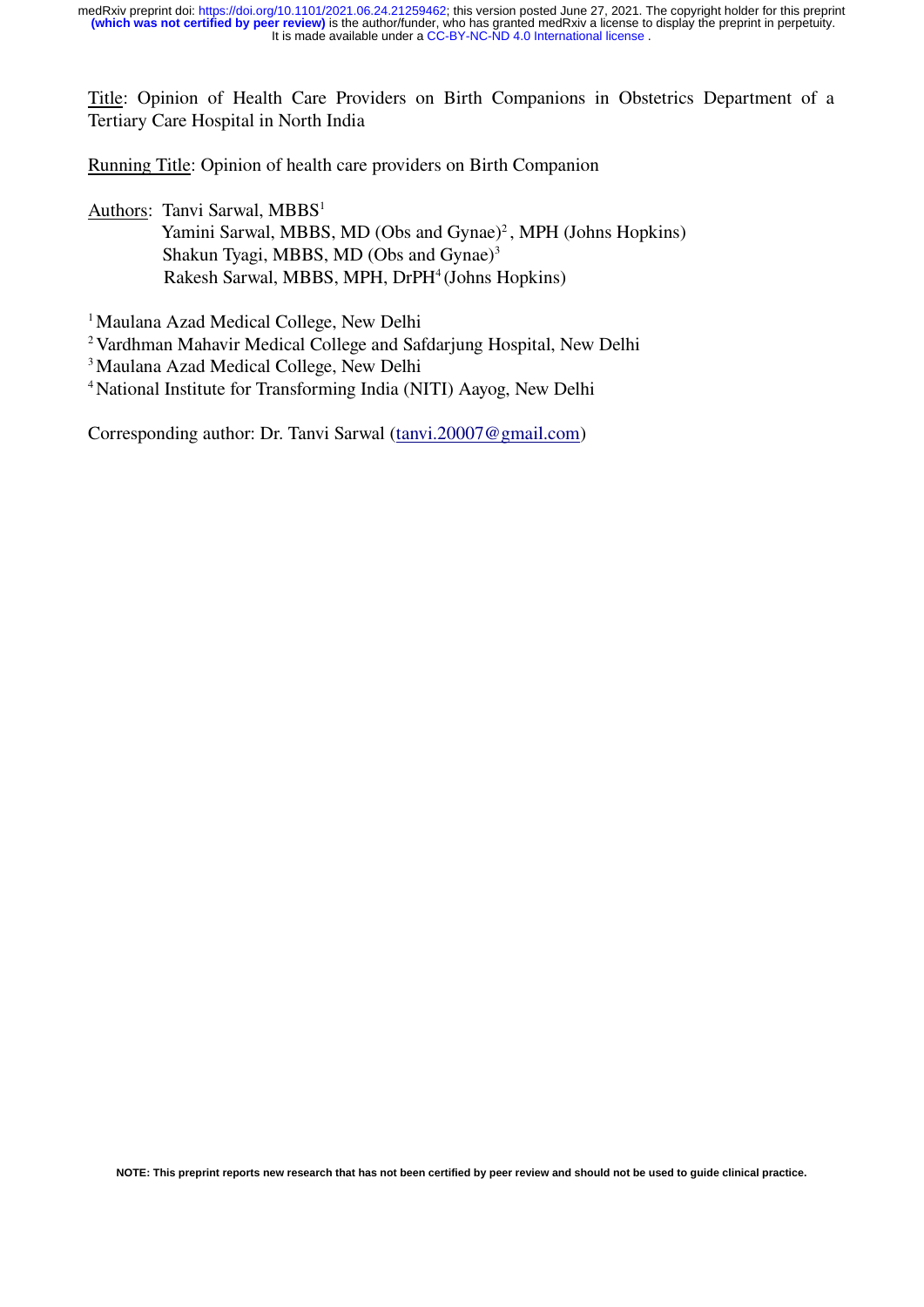Title: Opinion of Health Care Providers on Birth Companions in Obstetrics Department of a Tertiary Care Hospital in North India

Running Title: Opinion of health care providers on Birth Companion

Authors: Tanvi Sarwal, MBBS[1]
Yamini Sarwal, MBBS, MD (Obs and Gynae)[2], MPH (Johns Hopkins)
Shakun Tyagi, MBBS, MD (Obs and Gynae)[3]
Rakesh Sarwal, MBBS, MPH, DrPH[4] (Johns Hopkins)

[1] Maulana Azad Medical College, New Delhi
[2] Vardhman Mahavir Medical College and Safdarjung Hospital, New Delhi
[3] Maulana Azad Medical College, New Delhi
[4] National Institute for Transforming India (NITI) Aayog, New Delhi

Corresponding author: Dr. Tanvi Sarwal (tanvi.20007@gmail.com)

NOTE: This preprint reports new research that has not been certified by peer review and should not be used to guide clinical practice.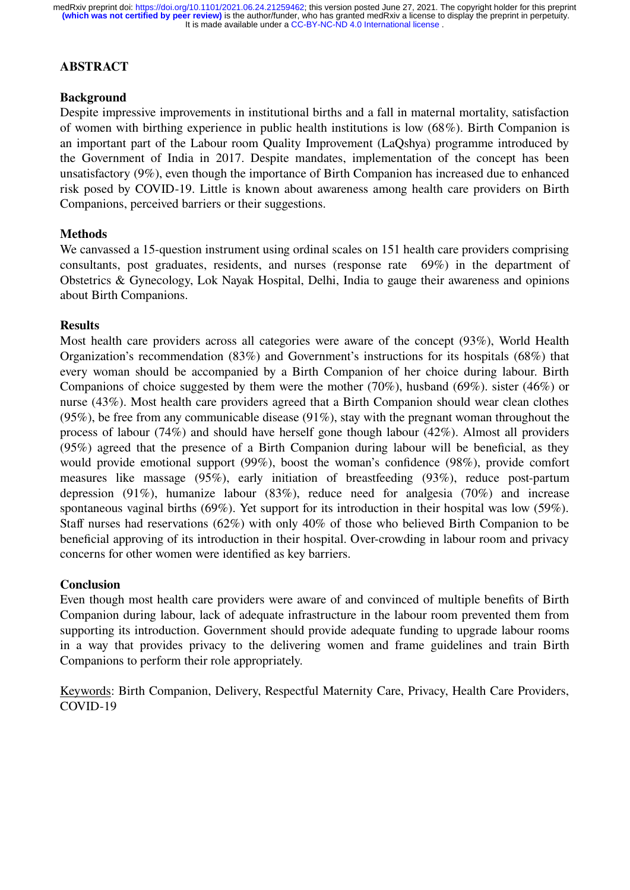## ABSTRACT

### Background

Despite impressive improvements in institutional births and a fall in maternal mortality, satisfaction of women with birthing experience in public health institutions is low (68%). Birth Companion is an important part of the Labour room Quality Improvement (LaQshya) programme introduced by the Government of India in 2017. Despite mandates, implementation of the concept has been unsatisfactory (9%), even though the importance of Birth Companion has increased due to enhanced risk posed by COVID-19. Little is known about awareness among health care providers on Birth Companions, perceived barriers or their suggestions.

### Methods

We canvassed a 15-question instrument using ordinal scales on 151 health care providers comprising consultants, post graduates, residents, and nurses (response rate 69%) in the department of Obstetrics & Gynecology, Lok Nayak Hospital, Delhi, India to gauge their awareness and opinions about Birth Companions.

### Results

Most health care providers across all categories were aware of the concept (93%), World Health Organization's recommendation (83%) and Government's instructions for its hospitals (68%) that every woman should be accompanied by a Birth Companion of her choice during labour. Birth Companions of choice suggested by them were the mother (70%), husband (69%). sister (46%) or nurse (43%). Most health care providers agreed that a Birth Companion should wear clean clothes (95%), be free from any communicable disease (91%), stay with the pregnant woman throughout the process of labour (74%) and should have herself gone though labour (42%). Almost all providers (95%) agreed that the presence of a Birth Companion during labour will be beneficial, as they would provide emotional support (99%), boost the woman's confidence (98%), provide comfort measures like massage (95%), early initiation of breastfeeding (93%), reduce post-partum depression (91%), humanize labour (83%), reduce need for analgesia (70%) and increase spontaneous vaginal births (69%). Yet support for its introduction in their hospital was low (59%). Staff nurses had reservations (62%) with only 40% of those who believed Birth Companion to be beneficial approving of its introduction in their hospital. Over-crowding in labour room and privacy concerns for other women were identified as key barriers.

### Conclusion

Even though most health care providers were aware of and convinced of multiple benefits of Birth Companion during labour, lack of adequate infrastructure in the labour room prevented them from supporting its introduction. Government should provide adequate funding to upgrade labour rooms in a way that provides privacy to the delivering women and frame guidelines and train Birth Companions to perform their role appropriately.

Keywords: Birth Companion, Delivery, Respectful Maternity Care, Privacy, Health Care Providers, COVID-19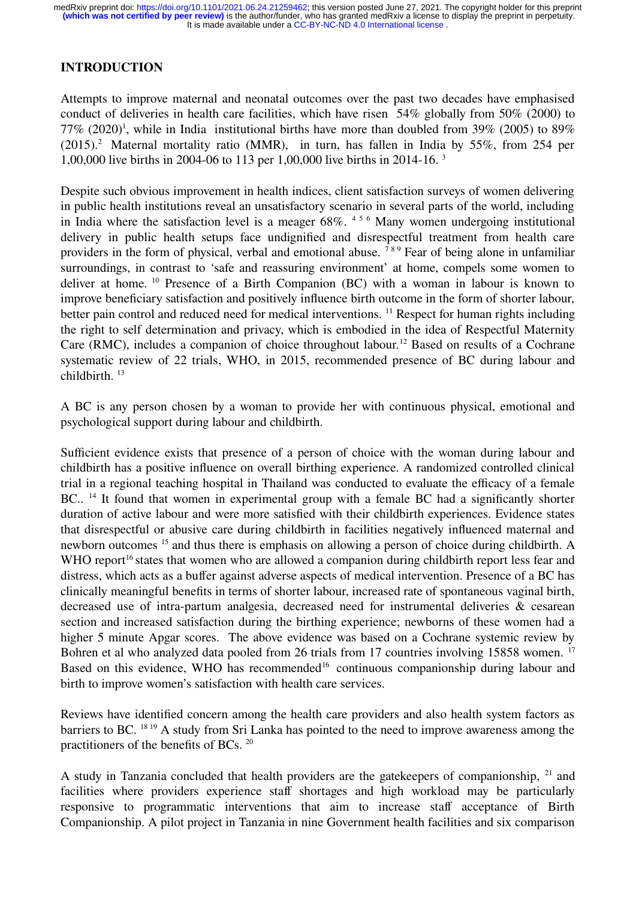## INTRODUCTION

Attempts to improve maternal and neonatal outcomes over the past two decades have emphasised conduct of deliveries in health care facilities, which have risen 54% globally from 50% (2000) to 77% (2020)[1], while in India institutional births have more than doubled from 39% (2005) to 89% (2015).[2] Maternal mortality ratio (MMR), in turn, has fallen in India by 55%, from 254 per 1,00,000 live births in 2004-06 to 113 per 1,00,000 live births in 2014-16. [3]

Despite such obvious improvement in health indices, client satisfaction surveys of women delivering in public health institutions reveal an unsatisfactory scenario in several parts of the world, including in India where the satisfaction level is a meager 68%. [4 5 6] Many women undergoing institutional delivery in public health setups face undignified and disrespectful treatment from health care providers in the form of physical, verbal and emotional abuse. [7 8 9] Fear of being alone in unfamiliar surroundings, in contrast to 'safe and reassuring environment' at home, compels some women to deliver at home. [10] Presence of a Birth Companion (BC) with a woman in labour is known to improve beneficiary satisfaction and positively influence birth outcome in the form of shorter labour, better pain control and reduced need for medical interventions. [11] Respect for human rights including the right to self determination and privacy, which is embodied in the idea of Respectful Maternity Care (RMC), includes a companion of choice throughout labour.[12] Based on results of a Cochrane systematic review of 22 trials, WHO, in 2015, recommended presence of BC during labour and childbirth. [13]

A BC is any person chosen by a woman to provide her with continuous physical, emotional and psychological support during labour and childbirth.

Sufficient evidence exists that presence of a person of choice with the woman during labour and childbirth has a positive influence on overall birthing experience. A randomized controlled clinical trial in a regional teaching hospital in Thailand was conducted to evaluate the efficacy of a female BC.. [14] It found that women in experimental group with a female BC had a significantly shorter duration of active labour and were more satisfied with their childbirth experiences. Evidence states that disrespectful or abusive care during childbirth in facilities negatively influenced maternal and newborn outcomes [15] and thus there is emphasis on allowing a person of choice during childbirth. A WHO report[16] states that women who are allowed a companion during childbirth report less fear and distress, which acts as a buffer against adverse aspects of medical intervention. Presence of a BC has clinically meaningful benefits in terms of shorter labour, increased rate of spontaneous vaginal birth, decreased use of intra-partum analgesia, decreased need for instrumental deliveries & cesarean section and increased satisfaction during the birthing experience; newborns of these women had a higher 5 minute Apgar scores. The above evidence was based on a Cochrane systemic review by Bohren et al who analyzed data pooled from 26 trials from 17 countries involving 15858 women. [17] Based on this evidence, WHO has recommended[16] continuous companionship during labour and birth to improve women's satisfaction with health care services.

Reviews have identified concern among the health care providers and also health system factors as barriers to BC. [18 19] A study from Sri Lanka has pointed to the need to improve awareness among the practitioners of the benefits of BCs. [20]

A study in Tanzania concluded that health providers are the gatekeepers of companionship, [21] and facilities where providers experience staff shortages and high workload may be particularly responsive to programmatic interventions that aim to increase staff acceptance of Birth Companionship. A pilot project in Tanzania in nine Government health facilities and six comparison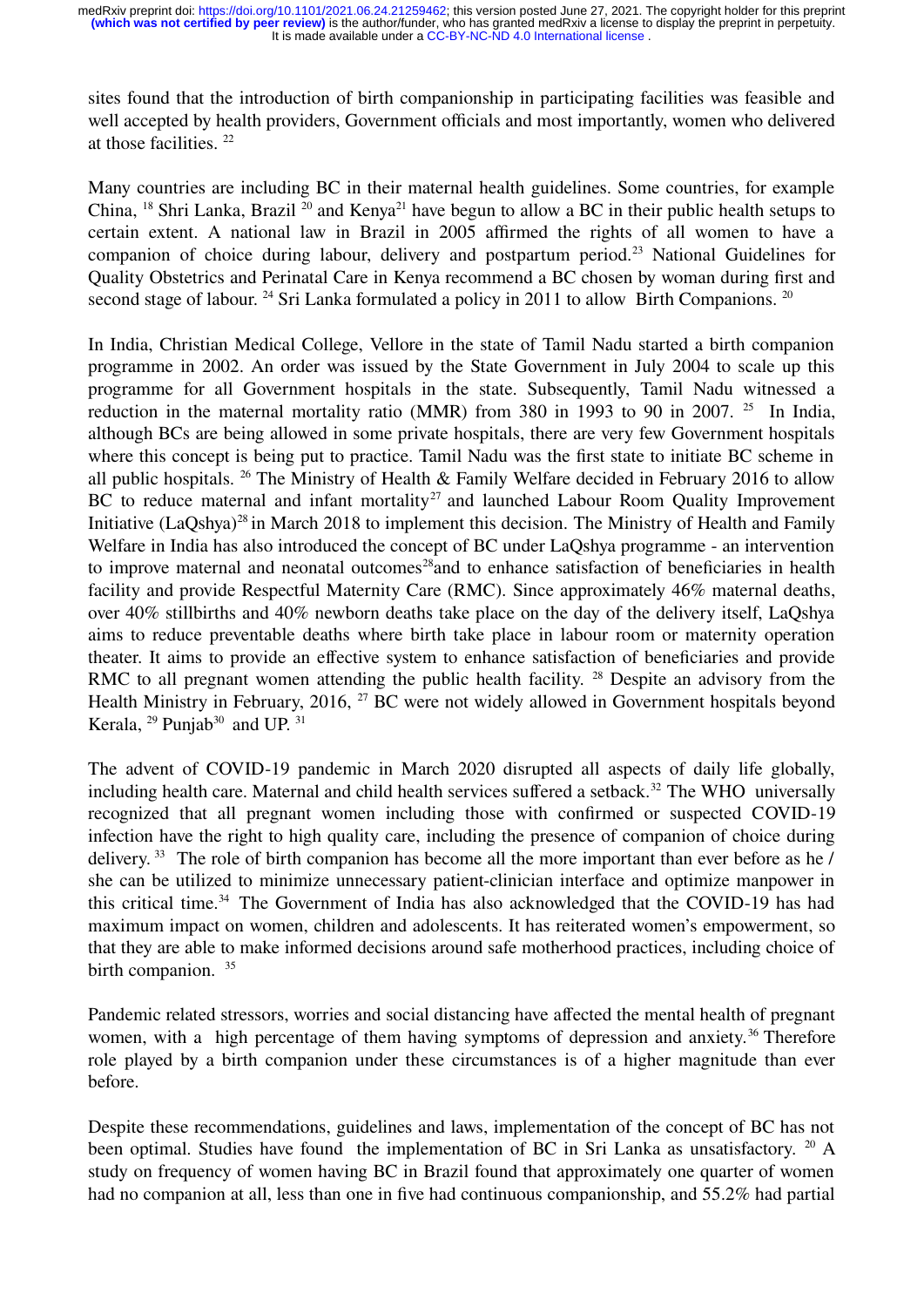sites found that the introduction of birth companionship in participating facilities was feasible and well accepted by health providers, Government officials and most importantly, women who delivered at those facilities. [22]

Many countries are including BC in their maternal health guidelines. Some countries, for example China, [18] Shri Lanka, Brazil [20] and Kenya[21] have begun to allow a BC in their public health setups to certain extent. A national law in Brazil in 2005 affirmed the rights of all women to have a companion of choice during labour, delivery and postpartum period.[23] National Guidelines for Quality Obstetrics and Perinatal Care in Kenya recommend a BC chosen by woman during first and second stage of labour. [24] Sri Lanka formulated a policy in 2011 to allow Birth Companions. [20]

In India, Christian Medical College, Vellore in the state of Tamil Nadu started a birth companion programme in 2002. An order was issued by the State Government in July 2004 to scale up this programme for all Government hospitals in the state. Subsequently, Tamil Nadu witnessed a reduction in the maternal mortality ratio (MMR) from 380 in 1993 to 90 in 2007. [25] In India, although BCs are being allowed in some private hospitals, there are very few Government hospitals where this concept is being put to practice. Tamil Nadu was the first state to initiate BC scheme in all public hospitals. [26] The Ministry of Health & Family Welfare decided in February 2016 to allow BC to reduce maternal and infant mortality[27] and launched Labour Room Quality Improvement Initiative (LaQshya)[28] in March 2018 to implement this decision. The Ministry of Health and Family Welfare in India has also introduced the concept of BC under LaQshya programme - an intervention to improve maternal and neonatal outcomes[28]and to enhance satisfaction of beneficiaries in health facility and provide Respectful Maternity Care (RMC). Since approximately 46% maternal deaths, over 40% stillbirths and 40% newborn deaths take place on the day of the delivery itself, LaQshya aims to reduce preventable deaths where birth take place in labour room or maternity operation theater. It aims to provide an effective system to enhance satisfaction of beneficiaries and provide RMC to all pregnant women attending the public health facility. [28] Despite an advisory from the Health Ministry in February, 2016, [27] BC were not widely allowed in Government hospitals beyond Kerala, [29] Punjab[30] and UP. [31]

The advent of COVID-19 pandemic in March 2020 disrupted all aspects of daily life globally, including health care. Maternal and child health services suffered a setback.[32] The WHO universally recognized that all pregnant women including those with confirmed or suspected COVID-19 infection have the right to high quality care, including the presence of companion of choice during delivery. [33] The role of birth companion has become all the more important than ever before as he / she can be utilized to minimize unnecessary patient-clinician interface and optimize manpower in this critical time.[34] The Government of India has also acknowledged that the COVID-19 has had maximum impact on women, children and adolescents. It has reiterated women's empowerment, so that they are able to make informed decisions around safe motherhood practices, including choice of birth companion. [35]

Pandemic related stressors, worries and social distancing have affected the mental health of pregnant women, with a high percentage of them having symptoms of depression and anxiety.[36] Therefore role played by a birth companion under these circumstances is of a higher magnitude than ever before.

Despite these recommendations, guidelines and laws, implementation of the concept of BC has not been optimal. Studies have found the implementation of BC in Sri Lanka as unsatisfactory. [20] A study on frequency of women having BC in Brazil found that approximately one quarter of women had no companion at all, less than one in five had continuous companionship, and 55.2% had partial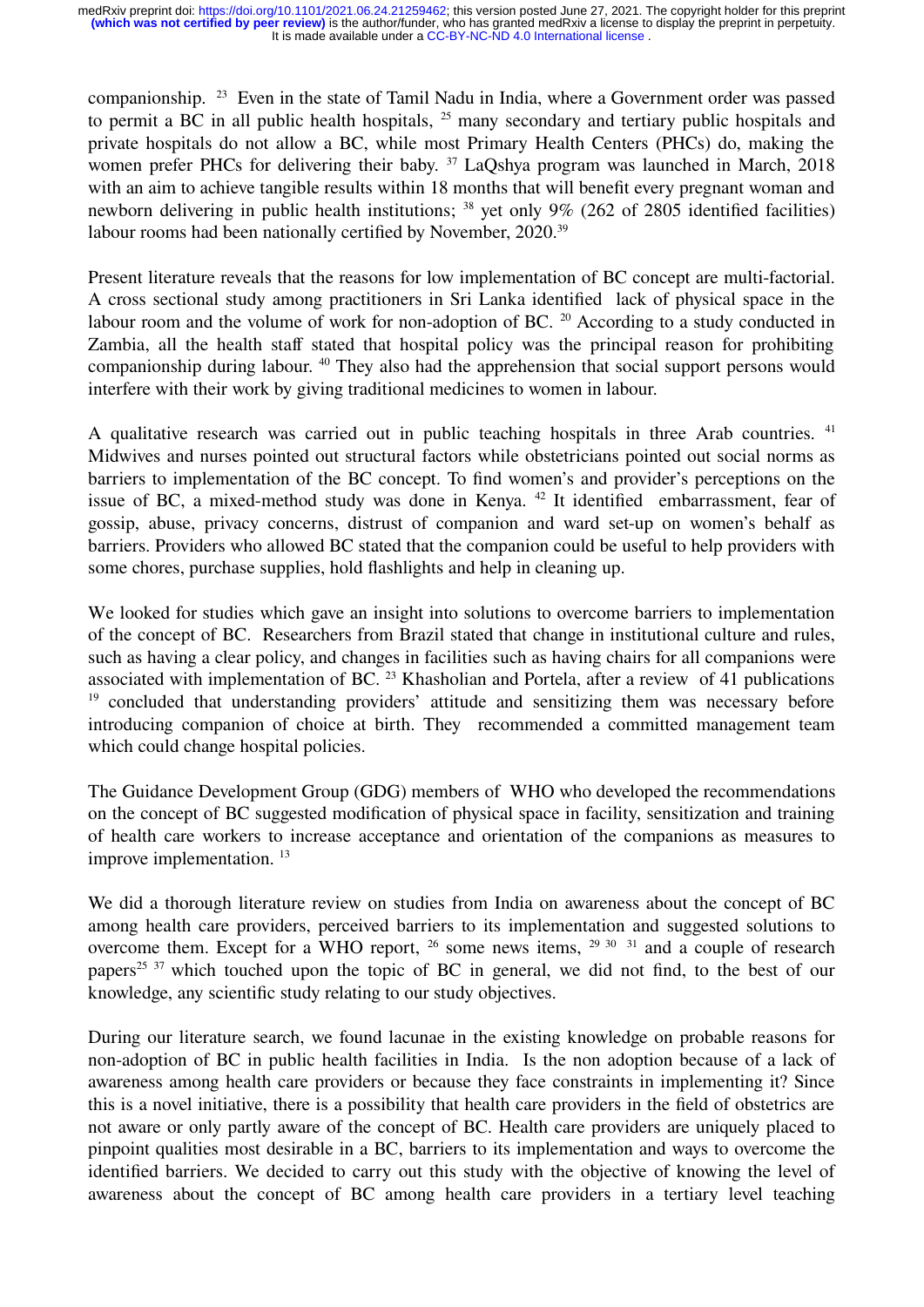companionship. [23] Even in the state of Tamil Nadu in India, where a Government order was passed to permit a BC in all public health hospitals, [25] many secondary and tertiary public hospitals and private hospitals do not allow a BC, while most Primary Health Centers (PHCs) do, making the women prefer PHCs for delivering their baby. [37] LaQshya program was launched in March, 2018 with an aim to achieve tangible results within 18 months that will benefit every pregnant woman and newborn delivering in public health institutions; [38] yet only 9% (262 of 2805 identified facilities) labour rooms had been nationally certified by November, 2020.[39]

Present literature reveals that the reasons for low implementation of BC concept are multi-factorial. A cross sectional study among practitioners in Sri Lanka identified lack of physical space in the labour room and the volume of work for non-adoption of BC. [20] According to a study conducted in Zambia, all the health staff stated that hospital policy was the principal reason for prohibiting companionship during labour. [40] They also had the apprehension that social support persons would interfere with their work by giving traditional medicines to women in labour.

A qualitative research was carried out in public teaching hospitals in three Arab countries. [41] Midwives and nurses pointed out structural factors while obstetricians pointed out social norms as barriers to implementation of the BC concept. To find women's and provider's perceptions on the issue of BC, a mixed-method study was done in Kenya. [42] It identified embarrassment, fear of gossip, abuse, privacy concerns, distrust of companion and ward set-up on women's behalf as barriers. Providers who allowed BC stated that the companion could be useful to help providers with some chores, purchase supplies, hold flashlights and help in cleaning up.

We looked for studies which gave an insight into solutions to overcome barriers to implementation of the concept of BC. Researchers from Brazil stated that change in institutional culture and rules, such as having a clear policy, and changes in facilities such as having chairs for all companions were associated with implementation of BC. [23] Khasholian and Portela, after a review of 41 publications [19] concluded that understanding providers' attitude and sensitizing them was necessary before introducing companion of choice at birth. They recommended a committed management team which could change hospital policies.

The Guidance Development Group (GDG) members of WHO who developed the recommendations on the concept of BC suggested modification of physical space in facility, sensitization and training of health care workers to increase acceptance and orientation of the companions as measures to improve implementation. [13]

We did a thorough literature review on studies from India on awareness about the concept of BC among health care providers, perceived barriers to its implementation and suggested solutions to overcome them. Except for a WHO report, [26] some news items, [29] [30] [31] and a couple of research papers[25] [37] which touched upon the topic of BC in general, we did not find, to the best of our knowledge, any scientific study relating to our study objectives.

During our literature search, we found lacunae in the existing knowledge on probable reasons for non-adoption of BC in public health facilities in India. Is the non adoption because of a lack of awareness among health care providers or because they face constraints in implementing it? Since this is a novel initiative, there is a possibility that health care providers in the field of obstetrics are not aware or only partly aware of the concept of BC. Health care providers are uniquely placed to pinpoint qualities most desirable in a BC, barriers to its implementation and ways to overcome the identified barriers. We decided to carry out this study with the objective of knowing the level of awareness about the concept of BC among health care providers in a tertiary level teaching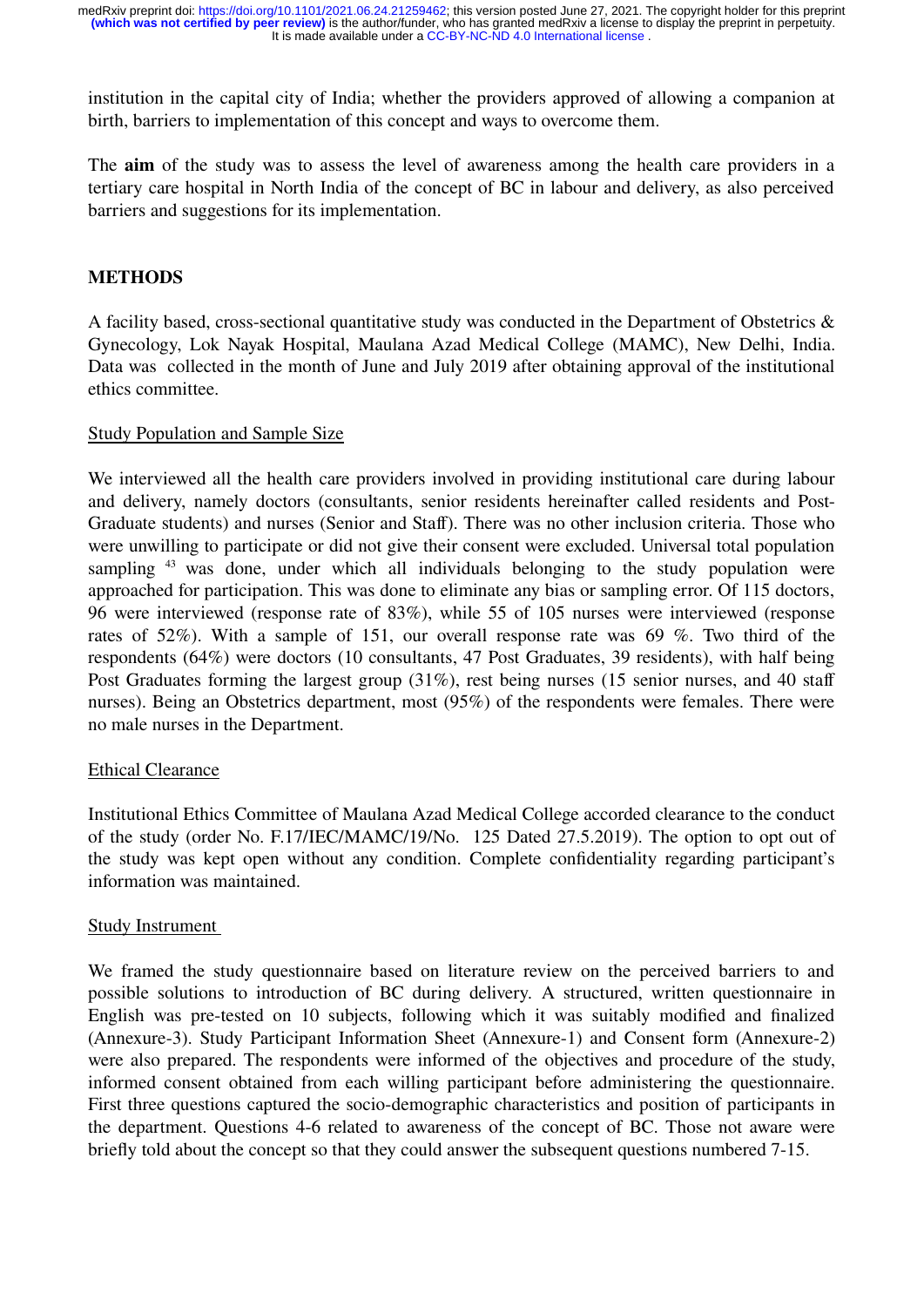institution in the capital city of India; whether the providers approved of allowing a companion at birth, barriers to implementation of this concept and ways to overcome them.

The **aim** of the study was to assess the level of awareness among the health care providers in a tertiary care hospital in North India of the concept of BC in labour and delivery, as also perceived barriers and suggestions for its implementation.

## METHODS

A facility based, cross-sectional quantitative study was conducted in the Department of Obstetrics & Gynecology, Lok Nayak Hospital, Maulana Azad Medical College (MAMC), New Delhi, India. Data was collected in the month of June and July 2019 after obtaining approval of the institutional ethics committee.

### Study Population and Sample Size

We interviewed all the health care providers involved in providing institutional care during labour and delivery, namely doctors (consultants, senior residents hereinafter called residents and Post-Graduate students) and nurses (Senior and Staff). There was no other inclusion criteria. Those who were unwilling to participate or did not give their consent were excluded. Universal total population sampling [43] was done, under which all individuals belonging to the study population were approached for participation. This was done to eliminate any bias or sampling error. Of 115 doctors, 96 were interviewed (response rate of 83%), while 55 of 105 nurses were interviewed (response rates of 52%). With a sample of 151, our overall response rate was 69 %. Two third of the respondents (64%) were doctors (10 consultants, 47 Post Graduates, 39 residents), with half being Post Graduates forming the largest group (31%), rest being nurses (15 senior nurses, and 40 staff nurses). Being an Obstetrics department, most (95%) of the respondents were females. There were no male nurses in the Department.

### Ethical Clearance

Institutional Ethics Committee of Maulana Azad Medical College accorded clearance to the conduct of the study (order No. F.17/IEC/MAMC/19/No. 125 Dated 27.5.2019). The option to opt out of the study was kept open without any condition. Complete confidentiality regarding participant's information was maintained.

### Study Instrument

We framed the study questionnaire based on literature review on the perceived barriers to and possible solutions to introduction of BC during delivery. A structured, written questionnaire in English was pre-tested on 10 subjects, following which it was suitably modified and finalized (Annexure-3). Study Participant Information Sheet (Annexure-1) and Consent form (Annexure-2) were also prepared. The respondents were informed of the objectives and procedure of the study, informed consent obtained from each willing participant before administering the questionnaire. First three questions captured the socio-demographic characteristics and position of participants in the department. Questions 4-6 related to awareness of the concept of BC. Those not aware were briefly told about the concept so that they could answer the subsequent questions numbered 7-15.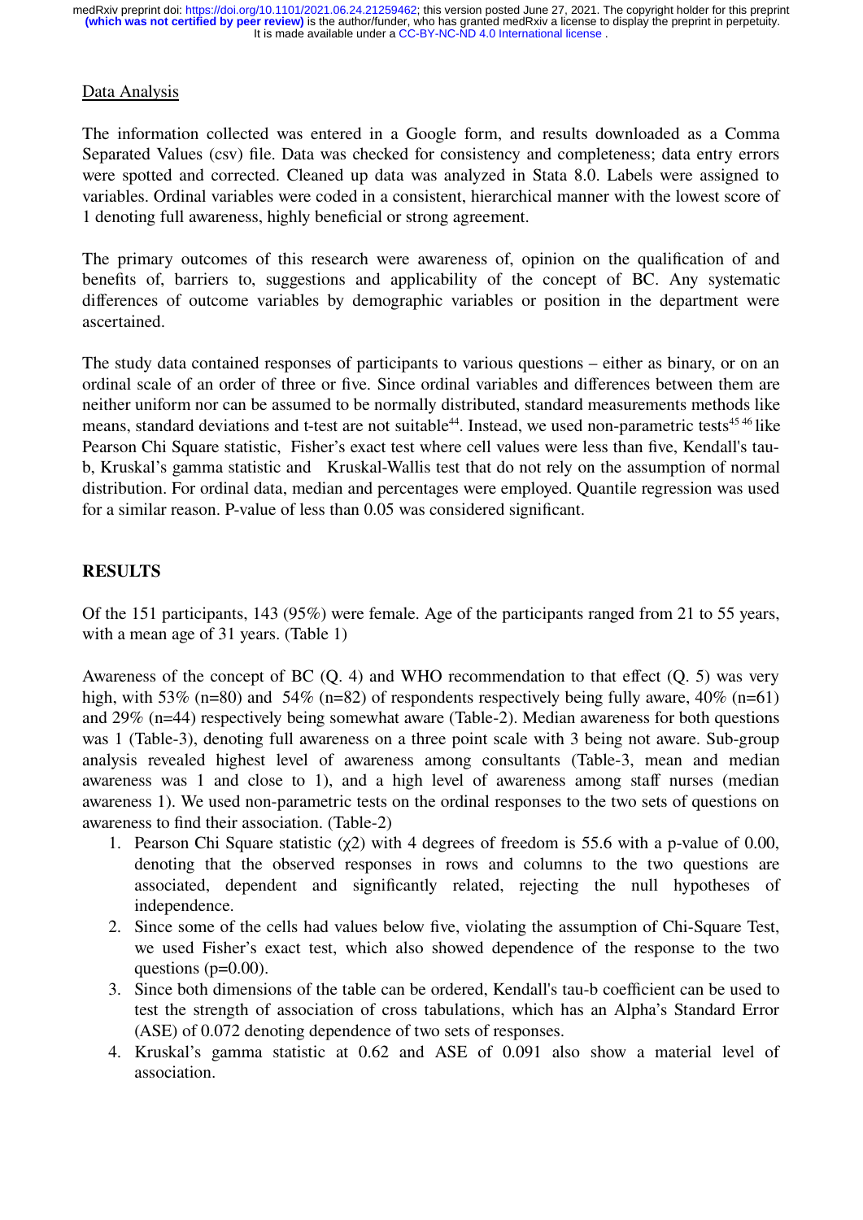Data Analysis

The information collected was entered in a Google form, and results downloaded as a Comma Separated Values (csv) file. Data was checked for consistency and completeness; data entry errors were spotted and corrected. Cleaned up data was analyzed in Stata 8.0. Labels were assigned to variables. Ordinal variables were coded in a consistent, hierarchical manner with the lowest score of 1 denoting full awareness, highly beneficial or strong agreement.

The primary outcomes of this research were awareness of, opinion on the qualification of and benefits of, barriers to, suggestions and applicability of the concept of BC. Any systematic differences of outcome variables by demographic variables or position in the department were ascertained.

The study data contained responses of participants to various questions – either as binary, or on an ordinal scale of an order of three or five. Since ordinal variables and differences between them are neither uniform nor can be assumed to be normally distributed, standard measurements methods like means, standard deviations and t-test are not suitable[44]. Instead, we used non-parametric tests[45 46] like Pearson Chi Square statistic, Fisher's exact test where cell values were less than five, Kendall's tau-b, Kruskal's gamma statistic and Kruskal-Wallis test that do not rely on the assumption of normal distribution. For ordinal data, median and percentages were employed. Quantile regression was used for a similar reason. P-value of less than 0.05 was considered significant.

## RESULTS

Of the 151 participants, 143 (95%) were female. Age of the participants ranged from 21 to 55 years, with a mean age of 31 years. (Table 1)

Awareness of the concept of BC (Q. 4) and WHO recommendation to that effect (Q. 5) was very high, with 53% (n=80) and 54% (n=82) of respondents respectively being fully aware, 40% (n=61) and 29% (n=44) respectively being somewhat aware (Table-2). Median awareness for both questions was 1 (Table-3), denoting full awareness on a three point scale with 3 being not aware. Sub-group analysis revealed highest level of awareness among consultants (Table-3, mean and median awareness was 1 and close to 1), and a high level of awareness among staff nurses (median awareness 1). We used non-parametric tests on the ordinal responses to the two sets of questions on awareness to find their association. (Table-2)

1. Pearson Chi Square statistic ($\chi 2$) with 4 degrees of freedom is 55.6 with a p-value of 0.00, denoting that the observed responses in rows and columns to the two questions are associated, dependent and significantly related, rejecting the null hypotheses of independence.
2. Since some of the cells had values below five, violating the assumption of Chi-Square Test, we used Fisher's exact test, which also showed dependence of the response to the two questions (p=0.00).
3. Since both dimensions of the table can be ordered, Kendall's tau-b coefficient can be used to test the strength of association of cross tabulations, which has an Alpha's Standard Error (ASE) of 0.072 denoting dependence of two sets of responses.
4. Kruskal's gamma statistic at 0.62 and ASE of 0.091 also show a material level of association.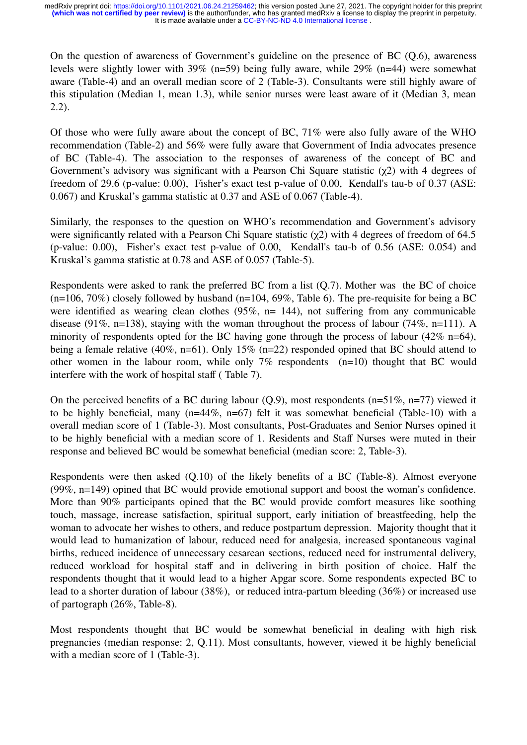On the question of awareness of Government's guideline on the presence of BC (Q.6), awareness levels were slightly lower with 39% (n=59) being fully aware, while 29% (n=44) were somewhat aware (Table-4) and an overall median score of 2 (Table-3). Consultants were still highly aware of this stipulation (Median 1, mean 1.3), while senior nurses were least aware of it (Median 3, mean 2.2).

Of those who were fully aware about the concept of BC, 71% were also fully aware of the WHO recommendation (Table-2) and 56% were fully aware that Government of India advocates presence of BC (Table-4). The association to the responses of awareness of the concept of BC and Government's advisory was significant with a Pearson Chi Square statistic ($\chi 2$) with 4 degrees of freedom of 29.6 (p-value: 0.00), Fisher's exact test p-value of 0.00, Kendall's tau-b of 0.37 (ASE: 0.067) and Kruskal's gamma statistic at 0.37 and ASE of 0.067 (Table-4).

Similarly, the responses to the question on WHO's recommendation and Government's advisory were significantly related with a Pearson Chi Square statistic ($\chi 2$) with 4 degrees of freedom of 64.5 (p-value: 0.00), Fisher's exact test p-value of 0.00, Kendall's tau-b of 0.56 (ASE: 0.054) and Kruskal's gamma statistic at 0.78 and ASE of 0.057 (Table-5).

Respondents were asked to rank the preferred BC from a list (Q.7). Mother was the BC of choice (n=106, 70%) closely followed by husband (n=104, 69%, Table 6). The pre-requisite for being a BC were identified as wearing clean clothes (95%, n= 144), not suffering from any communicable disease (91%, n=138), staying with the woman throughout the process of labour (74%, n=111). A minority of respondents opted for the BC having gone through the process of labour (42% n=64), being a female relative (40%, n=61). Only 15% (n=22) responded opined that BC should attend to other women in the labour room, while only 7% respondents (n=10) thought that BC would interfere with the work of hospital staff ( Table 7).

On the perceived benefits of a BC during labour (Q.9), most respondents (n=51%, n=77) viewed it to be highly beneficial, many (n=44%, n=67) felt it was somewhat beneficial (Table-10) with a overall median score of 1 (Table-3). Most consultants, Post-Graduates and Senior Nurses opined it to be highly beneficial with a median score of 1. Residents and Staff Nurses were muted in their response and believed BC would be somewhat beneficial (median score: 2, Table-3).

Respondents were then asked (Q.10) of the likely benefits of a BC (Table-8). Almost everyone (99%, n=149) opined that BC would provide emotional support and boost the woman's confidence. More than 90% participants opined that the BC would provide comfort measures like soothing touch, massage, increase satisfaction, spiritual support, early initiation of breastfeeding, help the woman to advocate her wishes to others, and reduce postpartum depression. Majority thought that it would lead to humanization of labour, reduced need for analgesia, increased spontaneous vaginal births, reduced incidence of unnecessary cesarean sections, reduced need for instrumental delivery, reduced workload for hospital staff and in delivering in birth position of choice. Half the respondents thought that it would lead to a higher Apgar score. Some respondents expected BC to lead to a shorter duration of labour (38%), or reduced intra-partum bleeding (36%) or increased use of partograph (26%, Table-8).

Most respondents thought that BC would be somewhat beneficial in dealing with high risk pregnancies (median response: 2, Q.11). Most consultants, however, viewed it be highly beneficial with a median score of 1 (Table-3).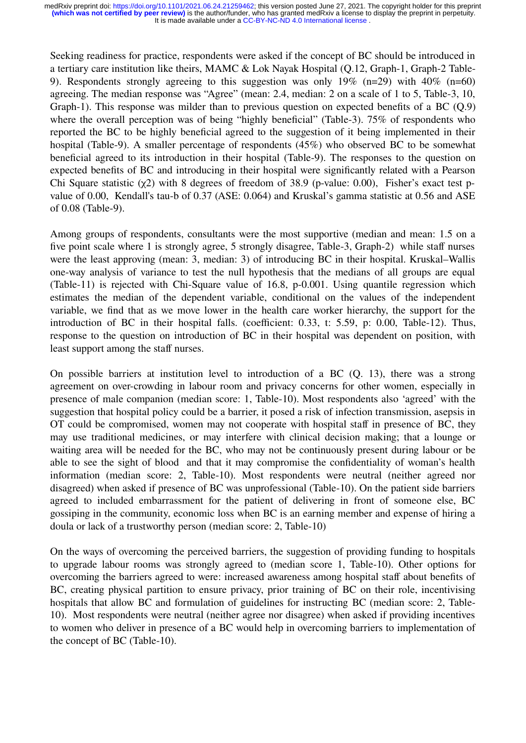Seeking readiness for practice, respondents were asked if the concept of BC should be introduced in a tertiary care institution like theirs, MAMC & Lok Nayak Hospital (Q.12, Graph-1, Graph-2 Table-9). Respondents strongly agreeing to this suggestion was only 19% (n=29) with 40% (n=60) agreeing. The median response was "Agree" (mean: 2.4, median: 2 on a scale of 1 to 5, Table-3, 10, Graph-1). This response was milder than to previous question on expected benefits of a BC (Q.9) where the overall perception was of being "highly beneficial" (Table-3). 75% of respondents who reported the BC to be highly beneficial agreed to the suggestion of it being implemented in their hospital (Table-9). A smaller percentage of respondents (45%) who observed BC to be somewhat beneficial agreed to its introduction in their hospital (Table-9). The responses to the question on expected benefits of BC and introducing in their hospital were significantly related with a Pearson Chi Square statistic ($\chi 2$) with 8 degrees of freedom of 38.9 (p-value: 0.00), Fisher's exact test p-value of 0.00, Kendall's tau-b of 0.37 (ASE: 0.064) and Kruskal's gamma statistic at 0.56 and ASE of 0.08 (Table-9).

Among groups of respondents, consultants were the most supportive (median and mean: 1.5 on a five point scale where 1 is strongly agree, 5 strongly disagree, Table-3, Graph-2) while staff nurses were the least approving (mean: 3, median: 3) of introducing BC in their hospital. Kruskal–Wallis one-way analysis of variance to test the null hypothesis that the medians of all groups are equal (Table-11) is rejected with Chi-Square value of 16.8, p-0.001. Using quantile regression which estimates the median of the dependent variable, conditional on the values of the independent variable, we find that as we move lower in the health care worker hierarchy, the support for the introduction of BC in their hospital falls. (coefficient: 0.33, t: 5.59, p: 0.00, Table-12). Thus, response to the question on introduction of BC in their hospital was dependent on position, with least support among the staff nurses.

On possible barriers at institution level to introduction of a BC (Q. 13), there was a strong agreement on over-crowding in labour room and privacy concerns for other women, especially in presence of male companion (median score: 1, Table-10). Most respondents also 'agreed' with the suggestion that hospital policy could be a barrier, it posed a risk of infection transmission, asepsis in OT could be compromised, women may not cooperate with hospital staff in presence of BC, they may use traditional medicines, or may interfere with clinical decision making; that a lounge or waiting area will be needed for the BC, who may not be continuously present during labour or be able to see the sight of blood and that it may compromise the confidentiality of woman's health information (median score: 2, Table-10). Most respondents were neutral (neither agreed nor disagreed) when asked if presence of BC was unprofessional (Table-10). On the patient side barriers agreed to included embarrassment for the patient of delivering in front of someone else, BC gossiping in the community, economic loss when BC is an earning member and expense of hiring a doula or lack of a trustworthy person (median score: 2, Table-10)

On the ways of overcoming the perceived barriers, the suggestion of providing funding to hospitals to upgrade labour rooms was strongly agreed to (median score 1, Table-10). Other options for overcoming the barriers agreed to were: increased awareness among hospital staff about benefits of BC, creating physical partition to ensure privacy, prior training of BC on their role, incentivising hospitals that allow BC and formulation of guidelines for instructing BC (median score: 2, Table-10). Most respondents were neutral (neither agree nor disagree) when asked if providing incentives to women who deliver in presence of a BC would help in overcoming barriers to implementation of the concept of BC (Table-10).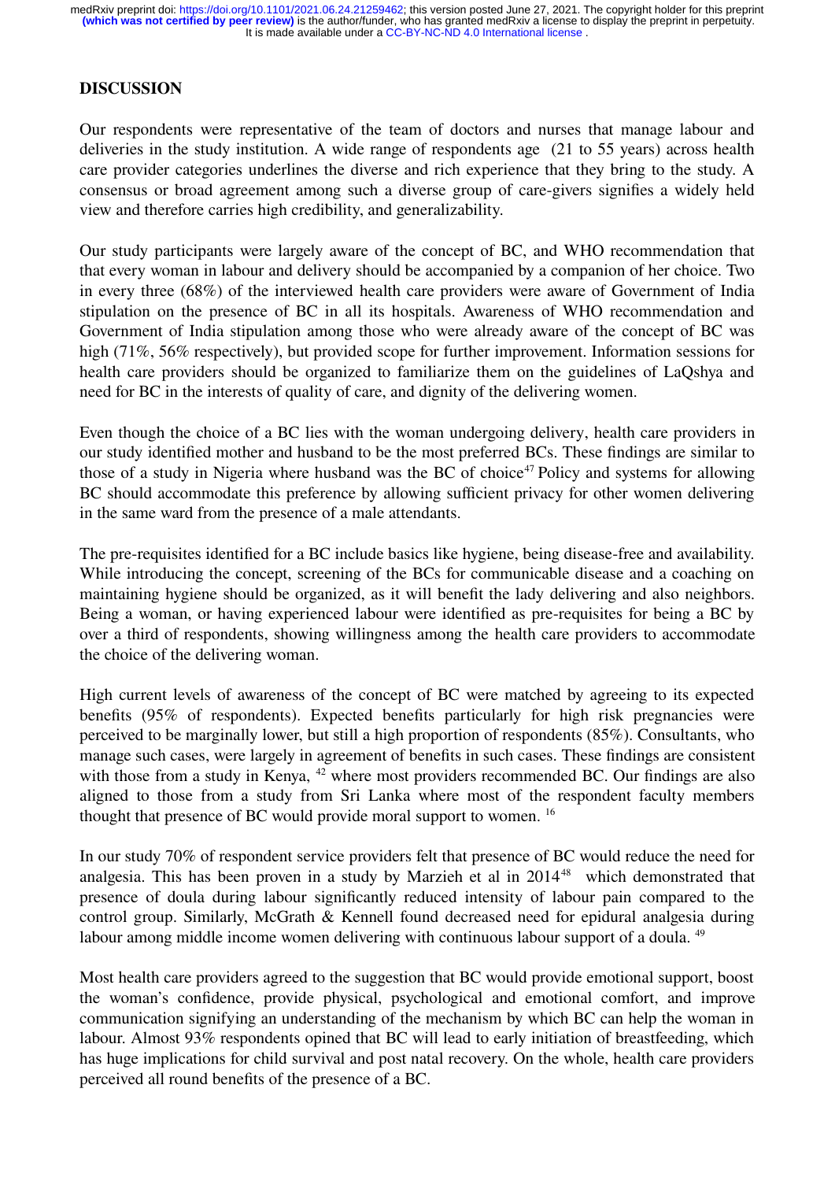## DISCUSSION

Our respondents were representative of the team of doctors and nurses that manage labour and deliveries in the study institution. A wide range of respondents age (21 to 55 years) across health care provider categories underlines the diverse and rich experience that they bring to the study. A consensus or broad agreement among such a diverse group of care-givers signifies a widely held view and therefore carries high credibility, and generalizability.

Our study participants were largely aware of the concept of BC, and WHO recommendation that that every woman in labour and delivery should be accompanied by a companion of her choice. Two in every three (68%) of the interviewed health care providers were aware of Government of India stipulation on the presence of BC in all its hospitals. Awareness of WHO recommendation and Government of India stipulation among those who were already aware of the concept of BC was high (71%, 56% respectively), but provided scope for further improvement. Information sessions for health care providers should be organized to familiarize them on the guidelines of LaQshya and need for BC in the interests of quality of care, and dignity of the delivering women.

Even though the choice of a BC lies with the woman undergoing delivery, health care providers in our study identified mother and husband to be the most preferred BCs. These findings are similar to those of a study in Nigeria where husband was the BC of choice[47] Policy and systems for allowing BC should accommodate this preference by allowing sufficient privacy for other women delivering in the same ward from the presence of a male attendants.

The pre-requisites identified for a BC include basics like hygiene, being disease-free and availability. While introducing the concept, screening of the BCs for communicable disease and a coaching on maintaining hygiene should be organized, as it will benefit the lady delivering and also neighbors. Being a woman, or having experienced labour were identified as pre-requisites for being a BC by over a third of respondents, showing willingness among the health care providers to accommodate the choice of the delivering woman.

High current levels of awareness of the concept of BC were matched by agreeing to its expected benefits (95% of respondents). Expected benefits particularly for high risk pregnancies were perceived to be marginally lower, but still a high proportion of respondents (85%). Consultants, who manage such cases, were largely in agreement of benefits in such cases. These findings are consistent with those from a study in Kenya, [42] where most providers recommended BC. Our findings are also aligned to those from a study from Sri Lanka where most of the respondent faculty members thought that presence of BC would provide moral support to women. [16]

In our study 70% of respondent service providers felt that presence of BC would reduce the need for analgesia. This has been proven in a study by Marzieh et al in 2014[48] which demonstrated that presence of doula during labour significantly reduced intensity of labour pain compared to the control group. Similarly, McGrath & Kennell found decreased need for epidural analgesia during labour among middle income women delivering with continuous labour support of a doula. [49]

Most health care providers agreed to the suggestion that BC would provide emotional support, boost the woman's confidence, provide physical, psychological and emotional comfort, and improve communication signifying an understanding of the mechanism by which BC can help the woman in labour. Almost 93% respondents opined that BC will lead to early initiation of breastfeeding, which has huge implications for child survival and post natal recovery. On the whole, health care providers perceived all round benefits of the presence of a BC.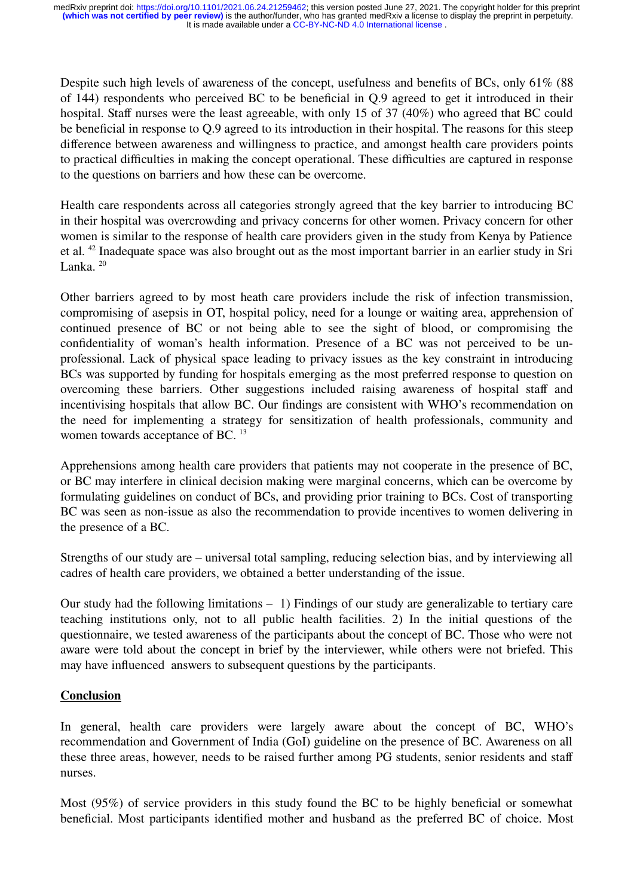Despite such high levels of awareness of the concept, usefulness and benefits of BCs, only 61% (88 of 144) respondents who perceived BC to be beneficial in Q.9 agreed to get it introduced in their hospital. Staff nurses were the least agreeable, with only 15 of 37 (40%) who agreed that BC could be beneficial in response to Q.9 agreed to its introduction in their hospital. The reasons for this steep difference between awareness and willingness to practice, and amongst health care providers points to practical difficulties in making the concept operational. These difficulties are captured in response to the questions on barriers and how these can be overcome.

Health care respondents across all categories strongly agreed that the key barrier to introducing BC in their hospital was overcrowding and privacy concerns for other women. Privacy concern for other women is similar to the response of health care providers given in the study from Kenya by Patience et al. [42] Inadequate space was also brought out as the most important barrier in an earlier study in Sri Lanka. [20]

Other barriers agreed to by most heath care providers include the risk of infection transmission, compromising of asepsis in OT, hospital policy, need for a lounge or waiting area, apprehension of continued presence of BC or not being able to see the sight of blood, or compromising the confidentiality of woman's health information. Presence of a BC was not perceived to be un-professional. Lack of physical space leading to privacy issues as the key constraint in introducing BCs was supported by funding for hospitals emerging as the most preferred response to question on overcoming these barriers. Other suggestions included raising awareness of hospital staff and incentivising hospitals that allow BC. Our findings are consistent with WHO's recommendation on the need for implementing a strategy for sensitization of health professionals, community and women towards acceptance of BC. [13]

Apprehensions among health care providers that patients may not cooperate in the presence of BC, or BC may interfere in clinical decision making were marginal concerns, which can be overcome by formulating guidelines on conduct of BCs, and providing prior training to BCs. Cost of transporting BC was seen as non-issue as also the recommendation to provide incentives to women delivering in the presence of a BC.

Strengths of our study are – universal total sampling, reducing selection bias, and by interviewing all cadres of health care providers, we obtained a better understanding of the issue.

Our study had the following limitations – 1) Findings of our study are generalizable to tertiary care teaching institutions only, not to all public health facilities. 2) In the initial questions of the questionnaire, we tested awareness of the participants about the concept of BC. Those who were not aware were told about the concept in brief by the interviewer, while others were not briefed. This may have influenced answers to subsequent questions by the participants.

## Conclusion

In general, health care providers were largely aware about the concept of BC, WHO's recommendation and Government of India (GoI) guideline on the presence of BC. Awareness on all these three areas, however, needs to be raised further among PG students, senior residents and staff nurses.

Most (95%) of service providers in this study found the BC to be highly beneficial or somewhat beneficial. Most participants identified mother and husband as the preferred BC of choice. Most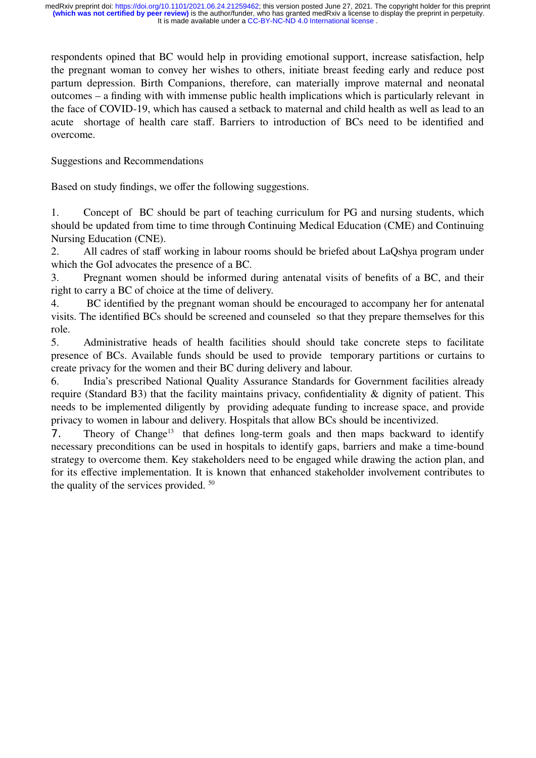respondents opined that BC would help in providing emotional support, increase satisfaction, help the pregnant woman to convey her wishes to others, initiate breast feeding early and reduce post partum depression. Birth Companions, therefore, can materially improve maternal and neonatal outcomes – a finding with with immense public health implications which is particularly relevant in the face of COVID-19, which has caused a setback to maternal and child health as well as lead to an acute shortage of health care staff. Barriers to introduction of BCs need to be identified and overcome.

Suggestions and Recommendations

Based on study findings, we offer the following suggestions.

1. Concept of BC should be part of teaching curriculum for PG and nursing students, which should be updated from time to time through Continuing Medical Education (CME) and Continuing Nursing Education (CNE).
2. All cadres of staff working in labour rooms should be briefed about LaQshya program under which the GoI advocates the presence of a BC.
3. Pregnant women should be informed during antenatal visits of benefits of a BC, and their right to carry a BC of choice at the time of delivery.
4. BC identified by the pregnant woman should be encouraged to accompany her for antenatal visits. The identified BCs should be screened and counseled so that they prepare themselves for this role.
5. Administrative heads of health facilities should should take concrete steps to facilitate presence of BCs. Available funds should be used to provide temporary partitions or curtains to create privacy for the women and their BC during delivery and labour.
6. India's prescribed National Quality Assurance Standards for Government facilities already require (Standard B3) that the facility maintains privacy, confidentiality & dignity of patient. This needs to be implemented diligently by providing adequate funding to increase space, and provide privacy to women in labour and delivery. Hospitals that allow BCs should be incentivized.
7. Theory of Change[13] that defines long-term goals and then maps backward to identify necessary preconditions can be used in hospitals to identify gaps, barriers and make a time-bound strategy to overcome them. Key stakeholders need to be engaged while drawing the action plan, and for its effective implementation. It is known that enhanced stakeholder involvement contributes to the quality of the services provided. [50]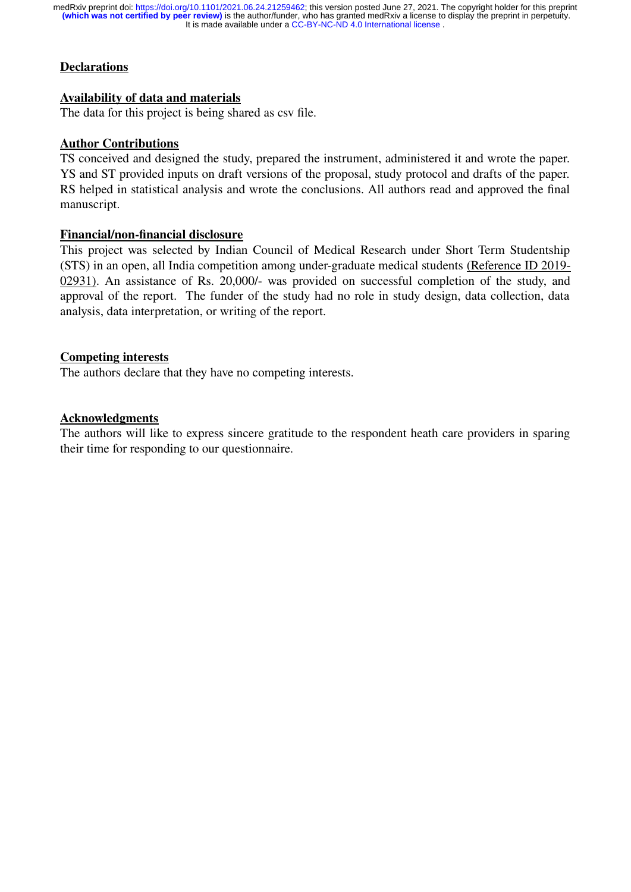## Declarations

### Availability of data and materials

The data for this project is being shared as csv file.

### Author Contributions

TS conceived and designed the study, prepared the instrument, administered it and wrote the paper. YS and ST provided inputs on draft versions of the proposal, study protocol and drafts of the paper. RS helped in statistical analysis and wrote the conclusions. All authors read and approved the final manuscript.

### Financial/non-financial disclosure

This project was selected by Indian Council of Medical Research under Short Term Studentship (STS) in an open, all India competition among under-graduate medical students (Reference ID 2019-02931). An assistance of Rs. 20,000/- was provided on successful completion of the study, and approval of the report. The funder of the study had no role in study design, data collection, data analysis, data interpretation, or writing of the report.

### Competing interests

The authors declare that they have no competing interests.

### Acknowledgments

The authors will like to express sincere gratitude to the respondent heath care providers in sparing their time for responding to our questionnaire.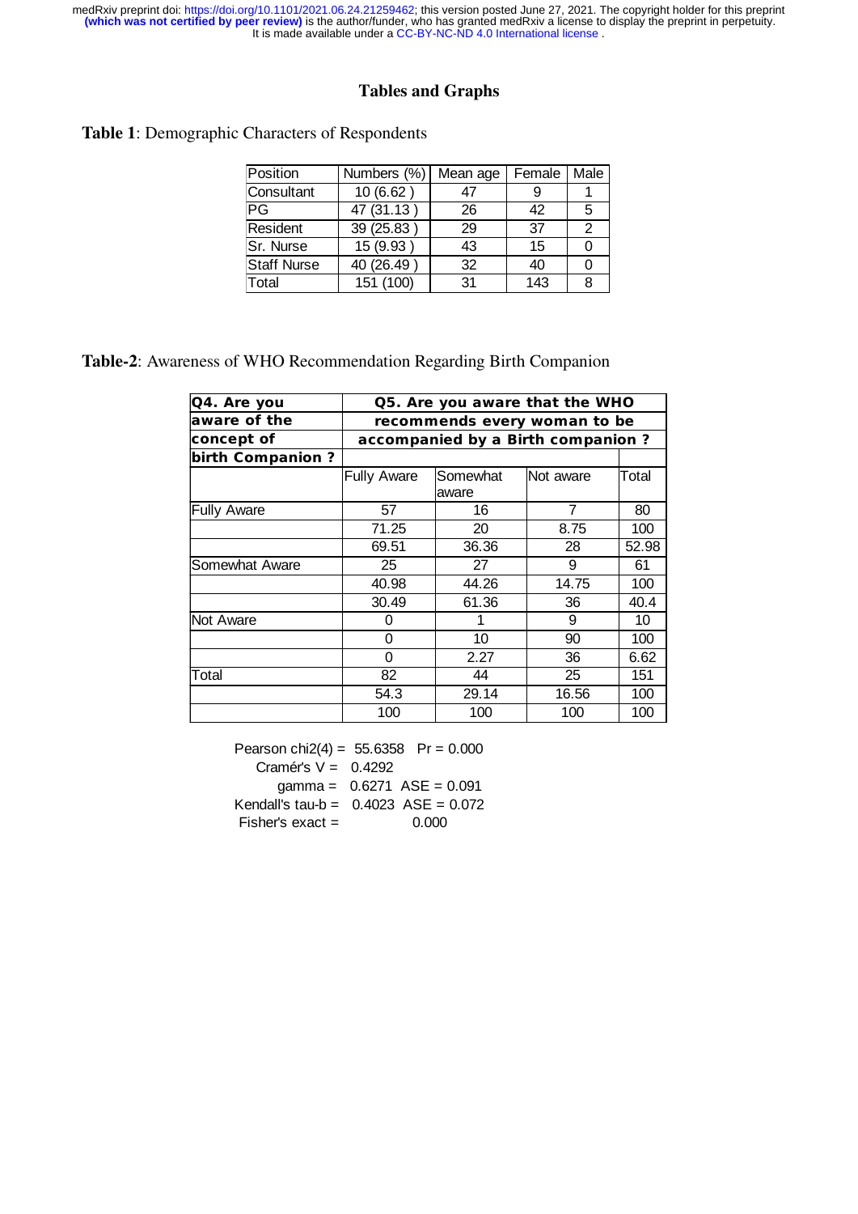# Tables and Graphs

**Table 1**: Demographic Characters of Respondents

| Position | Numbers (%) | Mean age | Female | Male |
|---|---|---|---|---|
| Consultant | 10 (6.62 ) | 47 | 9 | 1 |
| PG | 47 (31.13 ) | 26 | 42 | 5 |
| Resident | 39 (25.83 ) | 29 | 37 | 2 |
| Sr. Nurse | 15 (9.93 ) | 43 | 15 | 0 |
| Staff Nurse | 40 (26.49 ) | 32 | 40 | 0 |
| Total | 151 (100) | 31 | 143 | 8 |

**Table-2**: Awareness of WHO Recommendation Regarding Birth Companion

| **Q4. Are you aware of the concept of birth Companion ?** | **Q5. Are you aware that the WHO recommends every woman to be accompanied by a Birth companion ?** | | | |
|---|---|---|---|---|
| | Fully Aware | Somewhat aware | Not aware | Total |
| Fully Aware | 57 | 16 | 7 | 80 |
| | 71.25 | 20 | 8.75 | 100 |
| | 69.51 | 36.36 | 28 | 52.98 |
| Somewhat Aware | 25 | 27 | 9 | 61 |
| | 40.98 | 44.26 | 14.75 | 100 |
| | 30.49 | 61.36 | 36 | 40.4 |
| Not Aware | 0 | 1 | 9 | 10 |
| | 0 | 10 | 90 | 100 |
| | 0 | 2.27 | 36 | 6.62 |
| Total | 82 | 44 | 25 | 151 |
| | 54.3 | 29.14 | 16.56 | 100 |
| | 100 | 100 | 100 | 100 |

Pearson chi2(4) = 55.6358 Pr = 0.000
Cramér's V = 0.4292
gamma = 0.6271 ASE = 0.091
Kendall's tau-b = 0.4023 ASE = 0.072
Fisher's exact = 0.000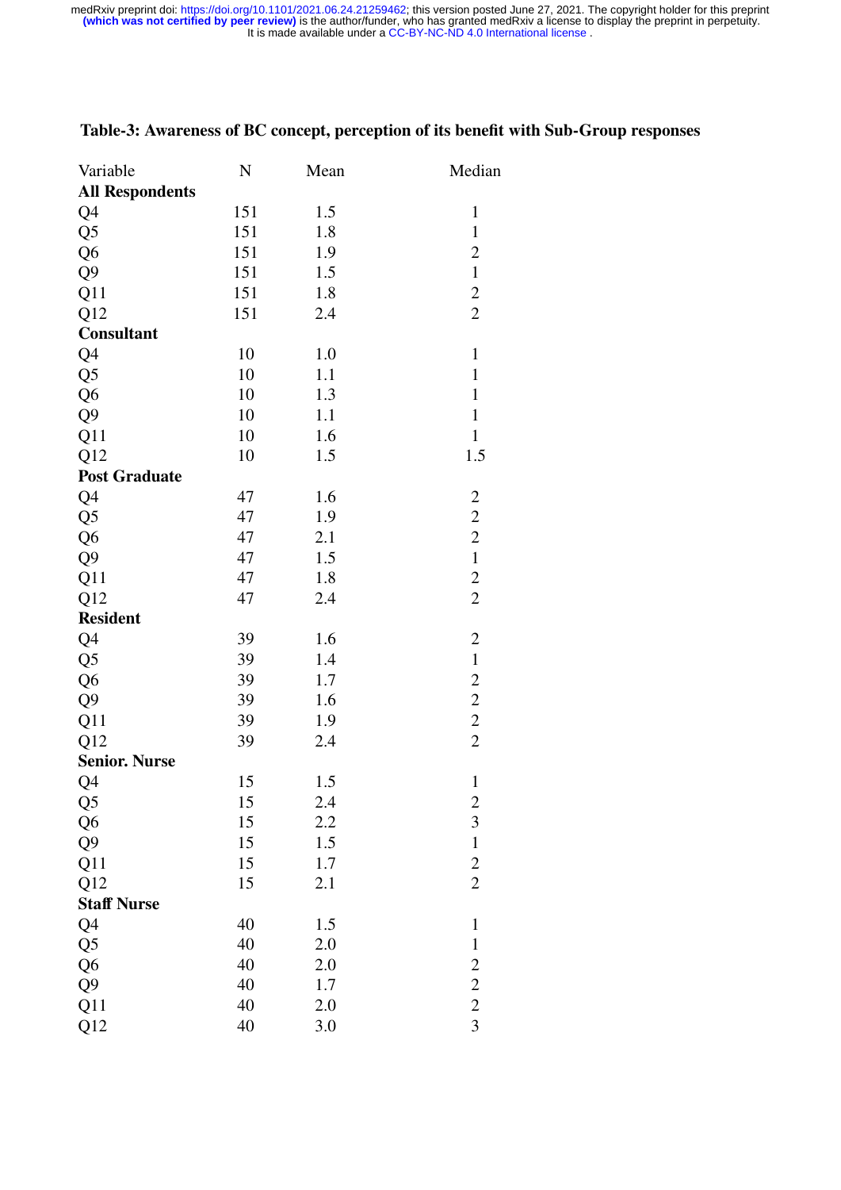**Table-3: Awareness of BC concept, perception of its benefit with Sub-Group responses**

| Variable | N | Mean | Median |
|---|---|---|---|
| **All Respondents** | | | |
| Q4 | 151 | 1.5 | 1 |
| Q5 | 151 | 1.8 | 1 |
| Q6 | 151 | 1.9 | 2 |
| Q9 | 151 | 1.5 | 1 |
| Q11 | 151 | 1.8 | 2 |
| Q12 | 151 | 2.4 | 2 |
| **Consultant** | | | |
| Q4 | 10 | 1.0 | 1 |
| Q5 | 10 | 1.1 | 1 |
| Q6 | 10 | 1.3 | 1 |
| Q9 | 10 | 1.1 | 1 |
| Q11 | 10 | 1.6 | 1 |
| Q12 | 10 | 1.5 | 1.5 |
| **Post Graduate** | | | |
| Q4 | 47 | 1.6 | 2 |
| Q5 | 47 | 1.9 | 2 |
| Q6 | 47 | 2.1 | 2 |
| Q9 | 47 | 1.5 | 1 |
| Q11 | 47 | 1.8 | 2 |
| Q12 | 47 | 2.4 | 2 |
| **Resident** | | | |
| Q4 | 39 | 1.6 | 2 |
| Q5 | 39 | 1.4 | 1 |
| Q6 | 39 | 1.7 | 2 |
| Q9 | 39 | 1.6 | 2 |
| Q11 | 39 | 1.9 | 2 |
| Q12 | 39 | 2.4 | 2 |
| **Senior. Nurse** | | | |
| Q4 | 15 | 1.5 | 1 |
| Q5 | 15 | 2.4 | 2 |
| Q6 | 15 | 2.2 | 3 |
| Q9 | 15 | 1.5 | 1 |
| Q11 | 15 | 1.7 | 2 |
| Q12 | 15 | 2.1 | 2 |
| **Staff Nurse** | | | |
| Q4 | 40 | 1.5 | 1 |
| Q5 | 40 | 2.0 | 1 |
| Q6 | 40 | 2.0 | 2 |
| Q9 | 40 | 1.7 | 2 |
| Q11 | 40 | 2.0 | 2 |
| Q12 | 40 | 3.0 | 3 |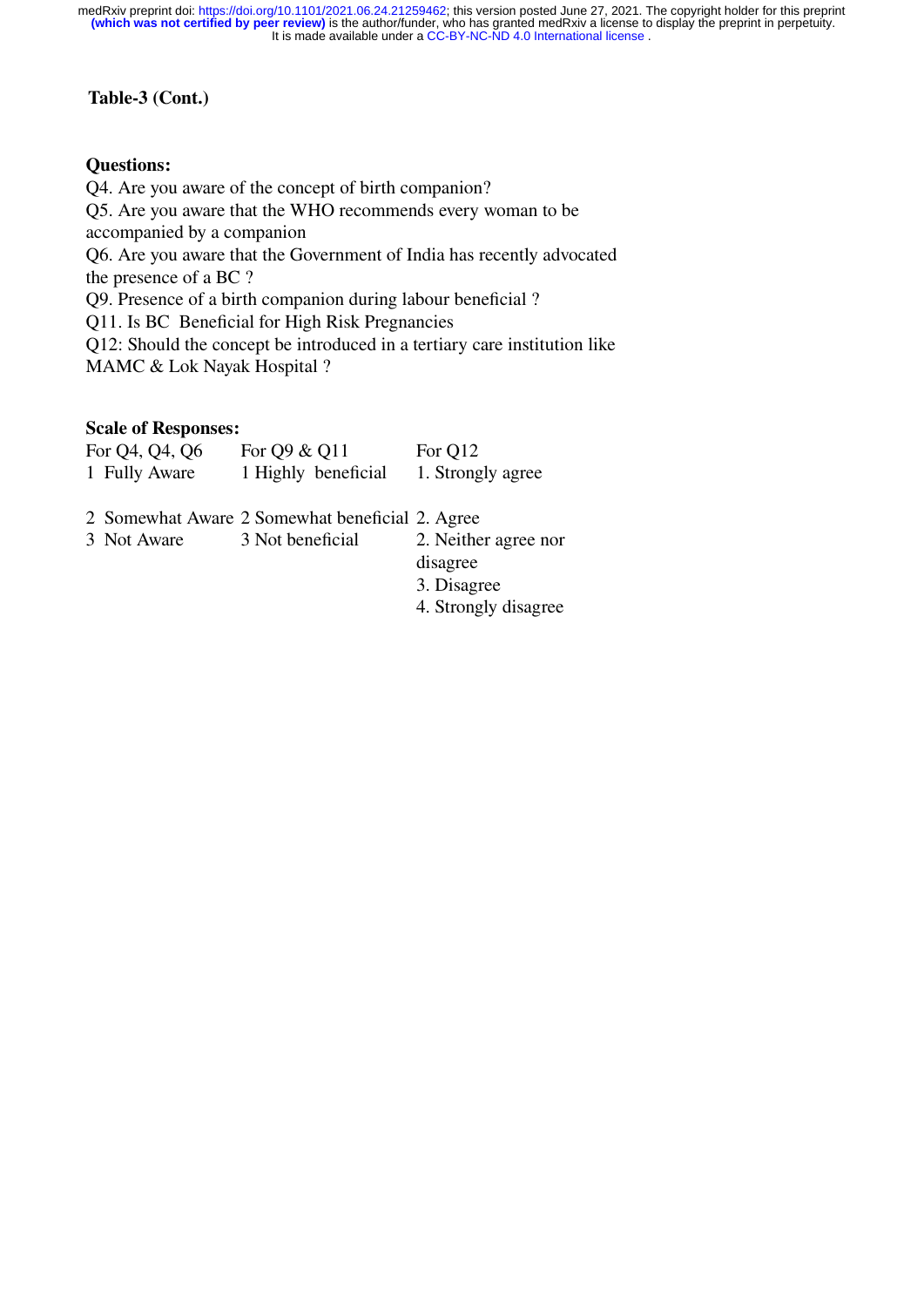**Table-3 (Cont.)**

**Questions:**

Q4. Are you aware of the concept of birth companion?
Q5. Are you aware that the WHO recommends every woman to be accompanied by a companion
Q6. Are you aware that the Government of India has recently advocated the presence of a BC ?
Q9. Presence of a birth companion during labour beneficial ?
Q11. Is BC Beneficial for High Risk Pregnancies
Q12: Should the concept be introduced in a tertiary care institution like MAMC & Lok Nayak Hospital ?

**Scale of Responses:**

| For Q4, Q4, Q6 | For Q9 & Q11 | For Q12 |
|---|---|---|
| 1 Fully Aware | 1 Highly beneficial | 1. Strongly agree |
| 2 Somewhat Aware | 2 Somewhat beneficial | 2. Agree |
| 3 Not Aware | 3 Not beneficial | 2. Neither agree nor disagree |
| | | 3. Disagree |
| | | 4. Strongly disagree |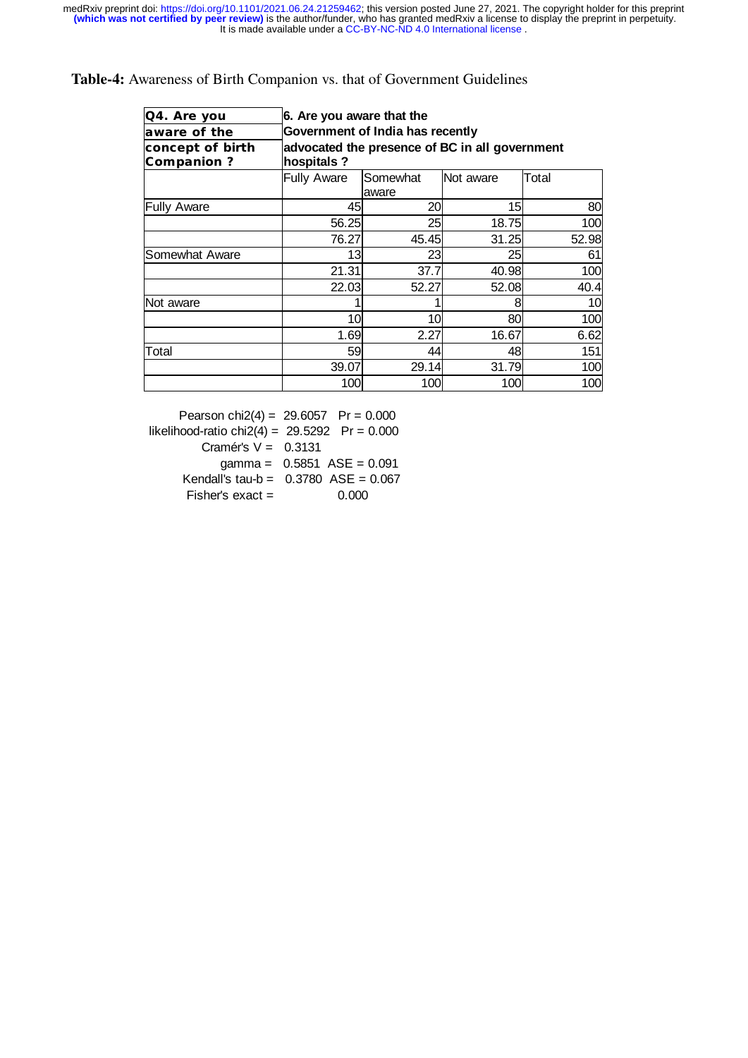**Table-4:** Awareness of Birth Companion vs. that of Government Guidelines

| **Q4. Are you aware of the concept of birth Companion ?** | **6. Are you aware that the Government of India has recently advocated the presence of BC in all government hospitals ?** | | | |
|---|---|---|---|---|
| | Fully Aware | Somewhat aware | Not aware | Total |
| Fully Aware | 45 | 20 | 15 | 80 |
| | 56.25 | 25 | 18.75 | 100 |
| | 76.27 | 45.45 | 31.25 | 52.98 |
| Somewhat Aware | 13 | 23 | 25 | 61 |
| | 21.31 | 37.7 | 40.98 | 100 |
| | 22.03 | 52.27 | 52.08 | 40.4 |
| Not aware | 1 | 1 | 8 | 10 |
| | 10 | 10 | 80 | 100 |
| | 1.69 | 2.27 | 16.67 | 6.62 |
| Total | 59 | 44 | 48 | 151 |
| | 39.07 | 29.14 | 31.79 | 100 |
| | 100 | 100 | 100 | 100 |

Pearson chi2(4) = 29.6057 Pr = 0.000
likelihood-ratio chi2(4) = 29.5292 Pr = 0.000
Cramér's V = 0.3131
gamma = 0.5851 ASE = 0.091
Kendall's tau-b = 0.3780 ASE = 0.067
Fisher's exact = 0.000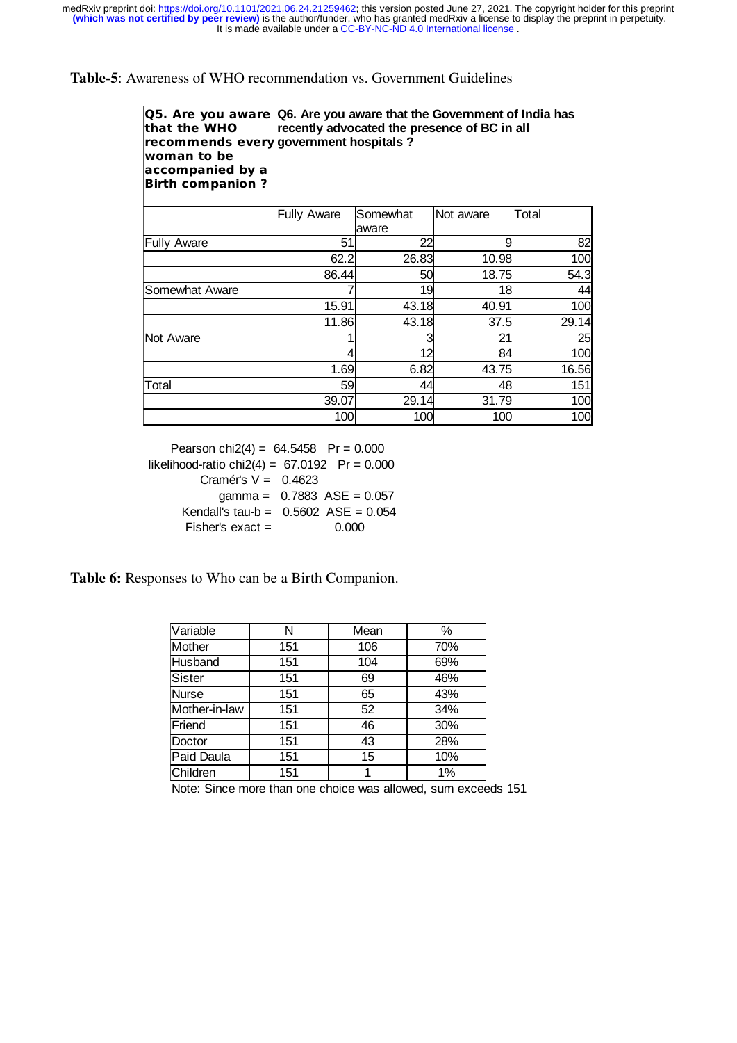**Table-5**: Awareness of WHO recommendation vs. Government Guidelines

| **Q5. Are you aware that the WHO recommends every woman to be accompanied by a Birth companion ?** | **Q6. Are you aware that the Government of India has recently advocated the presence of BC in all government hospitals ?** | | | |
|---|---|---|---|---|
| | Fully Aware | Somewhat aware | Not aware | Total |
| Fully Aware | 51 | 22 | 9 | 82 |
| | 62.2 | 26.83 | 10.98 | 100 |
| | 86.44 | 50 | 18.75 | 54.3 |
| Somewhat Aware | 7 | 19 | 18 | 44 |
| | 15.91 | 43.18 | 40.91 | 100 |
| | 11.86 | 43.18 | 37.5 | 29.14 |
| Not Aware | 1 | 3 | 21 | 25 |
| | 4 | 12 | 84 | 100 |
| | 1.69 | 6.82 | 43.75 | 16.56 |
| Total | 59 | 44 | 48 | 151 |
| | 39.07 | 29.14 | 31.79 | 100 |
| | 100 | 100 | 100 | 100 |

Pearson chi2(4) = 64.5458 Pr = 0.000
likelihood-ratio chi2(4) = 67.0192 Pr = 0.000
Cramér's V = 0.4623
gamma = 0.7883 ASE = 0.057
Kendall's tau-b = 0.5602 ASE = 0.054
Fisher's exact = 0.000

**Table 6:** Responses to Who can be a Birth Companion.

| Variable | N | Mean | % |
|---|---|---|---|
| Mother | 151 | 106 | 70% |
| Husband | 151 | 104 | 69% |
| Sister | 151 | 69 | 46% |
| Nurse | 151 | 65 | 43% |
| Mother-in-law | 151 | 52 | 34% |
| Friend | 151 | 46 | 30% |
| Doctor | 151 | 43 | 28% |
| Paid Daula | 151 | 15 | 10% |
| Children | 151 | 1 | 1% |

Note: Since more than one choice was allowed, sum exceeds 151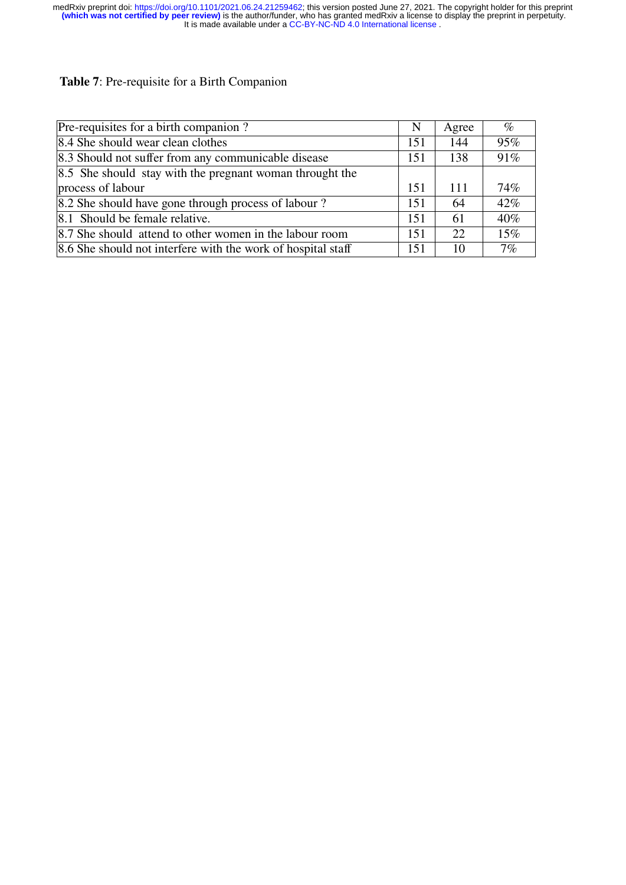**Table 7**: Pre-requisite for a Birth Companion

| Pre-requisites for a birth companion ? | N | Agree | % |
|---|---|---|---|
| 8.4 She should wear clean clothes | 151 | 144 | 95% |
| 8.3 Should not suffer from any communicable disease | 151 | 138 | 91% |
| 8.5 She should stay with the pregnant woman throught the process of labour | 151 | 111 | 74% |
| 8.2 She should have gone through process of labour ? | 151 | 64 | 42% |
| 8.1 Should be female relative. | 151 | 61 | 40% |
| 8.7 She should attend to other women in the labour room | 151 | 22 | 15% |
| 8.6 She should not interfere with the work of hospital staff | 151 | 10 | 7% |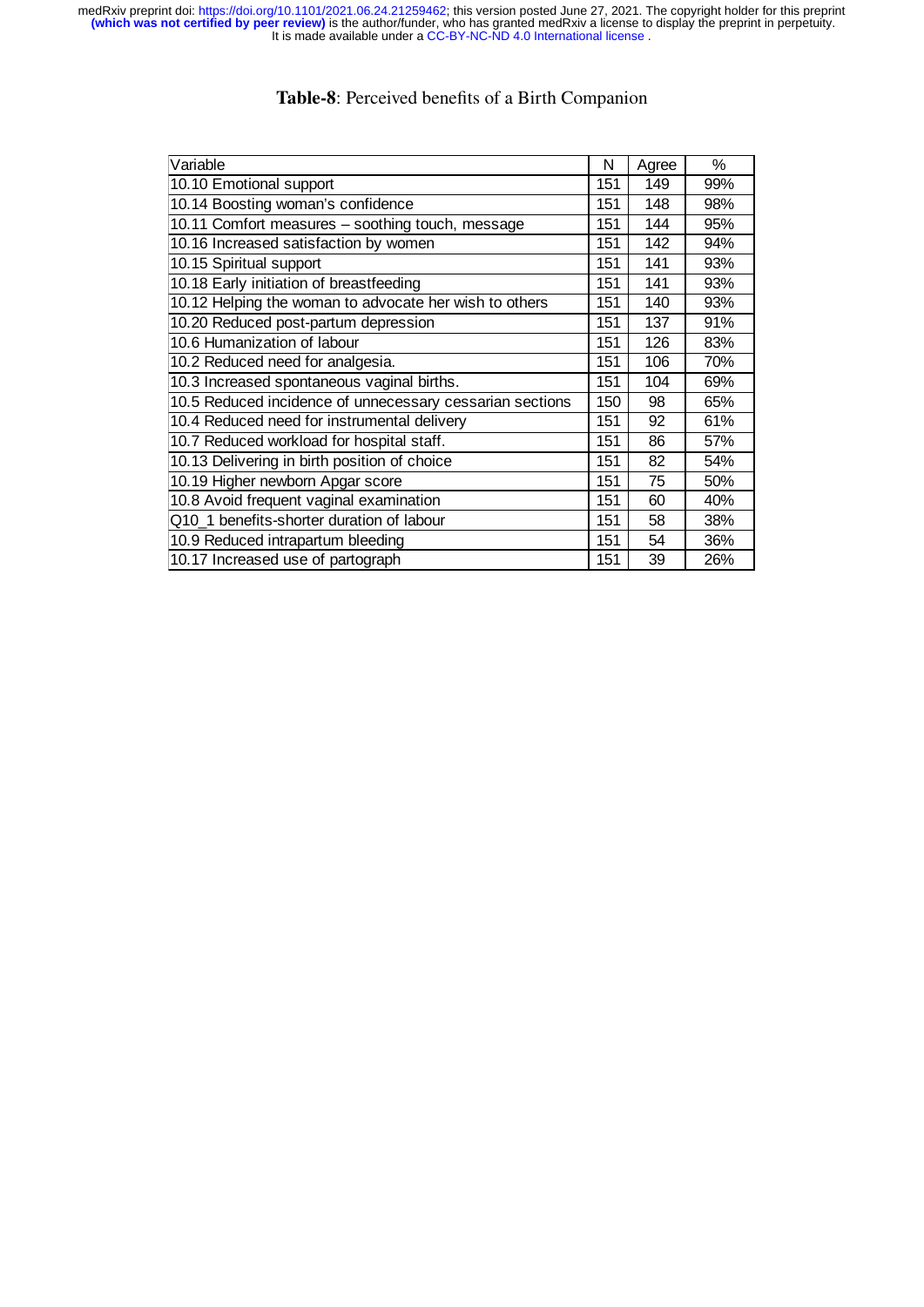**Table-8**: Perceived benefits of a Birth Companion

| Variable | N | Agree | % |
|---|---|---|---|
| 10.10 Emotional support | 151 | 149 | 99% |
| 10.14 Boosting woman's confidence | 151 | 148 | 98% |
| 10.11 Comfort measures – soothing touch, message | 151 | 144 | 95% |
| 10.16 Increased satisfaction by women | 151 | 142 | 94% |
| 10.15 Spiritual support | 151 | 141 | 93% |
| 10.18 Early initiation of breastfeeding | 151 | 141 | 93% |
| 10.12 Helping the woman to advocate her wish to others | 151 | 140 | 93% |
| 10.20 Reduced post-partum depression | 151 | 137 | 91% |
| 10.6 Humanization of labour | 151 | 126 | 83% |
| 10.2 Reduced need for analgesia. | 151 | 106 | 70% |
| 10.3 Increased spontaneous vaginal births. | 151 | 104 | 69% |
| 10.5 Reduced incidence of unnecessary cessarian sections | 150 | 98 | 65% |
| 10.4 Reduced need for instrumental delivery | 151 | 92 | 61% |
| 10.7 Reduced workload for hospital staff. | 151 | 86 | 57% |
| 10.13 Delivering in birth position of choice | 151 | 82 | 54% |
| 10.19 Higher newborn Apgar score | 151 | 75 | 50% |
| 10.8 Avoid frequent vaginal examination | 151 | 60 | 40% |
| Q10_1 benefits-shorter duration of labour | 151 | 58 | 38% |
| 10.9 Reduced intrapartum bleeding | 151 | 54 | 36% |
| 10.17 Increased use of partograph | 151 | 39 | 26% |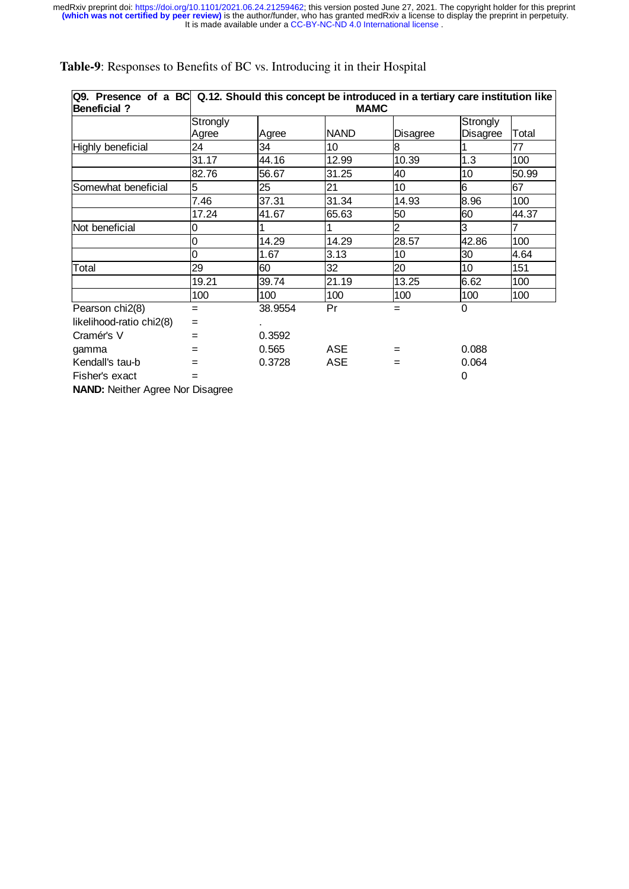**Table-9**: Responses to Benefits of BC vs. Introducing it in their Hospital

| Q9. Presence of a BC Beneficial ? | Q.12. Should this concept be introduced in a tertiary care institution like MAMC | | | | | |
|---|---|---|---|---|---|---|
| | Strongly Agree | Agree | NAND | Disagree | Strongly Disagree | Total |
| Highly beneficial | 24 | 34 | 10 | 8 | 1 | 77 |
| | 31.17 | 44.16 | 12.99 | 10.39 | 1.3 | 100 |
| | 82.76 | 56.67 | 31.25 | 40 | 10 | 50.99 |
| Somewhat beneficial | 5 | 25 | 21 | 10 | 6 | 67 |
| | 7.46 | 37.31 | 31.34 | 14.93 | 8.96 | 100 |
| | 17.24 | 41.67 | 65.63 | 50 | 60 | 44.37 |
| Not beneficial | 0 | 1 | 1 | 2 | 3 | 7 |
| | 0 | 14.29 | 14.29 | 28.57 | 42.86 | 100 |
| | 0 | 1.67 | 3.13 | 10 | 30 | 4.64 |
| Total | 29 | 60 | 32 | 20 | 10 | 151 |
| | 19.21 | 39.74 | 21.19 | 13.25 | 6.62 | 100 |
| | 100 | 100 | 100 | 100 | 100 | 100 |
| Pearson chi2(8) | = | 38.9554 | Pr | = | 0 | |
| likelihood-ratio chi2(8) | = | . | | | | |
| Cramér's V | = | 0.3592 | | | | |
| gamma | = | 0.565 | ASE | = | 0.088 | |
| Kendall's tau-b | = | 0.3728 | ASE | = | 0.064 | |
| Fisher's exact | = | | | | 0 | |

**NAND:** Neither Agree Nor Disagree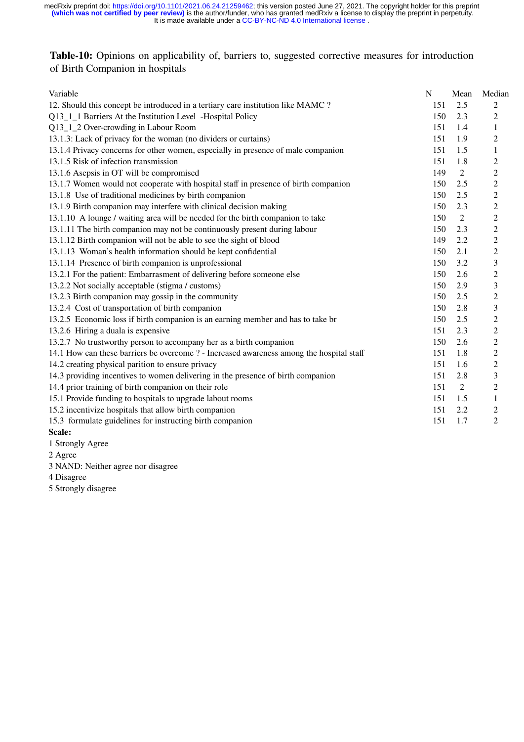**Table-10:** Opinions on applicability of, barriers to, suggested corrective measures for introduction of Birth Companion in hospitals

| Variable | N | Mean | Median |
|---|---|---|---|
| 12. Should this concept be introduced in a tertiary care institution like MAMC ? | 151 | 2.5 | 2 |
| Q13_1_1 Barriers At the Institution Level -Hospital Policy | 150 | 2.3 | 2 |
| Q13_1_2 Over-crowding in Labour Room | 151 | 1.4 | 1 |
| 13.1.3: Lack of privacy for the woman (no dividers or curtains) | 151 | 1.9 | 2 |
| 13.1.4 Privacy concerns for other women, especially in presence of male companion | 151 | 1.5 | 1 |
| 13.1.5 Risk of infection transmission | 151 | 1.8 | 2 |
| 13.1.6 Asepsis in OT will be compromised | 149 | 2 | 2 |
| 13.1.7 Women would not cooperate with hospital staff in presence of birth companion | 150 | 2.5 | 2 |
| 13.1.8 Use of traditional medicines by birth companion | 150 | 2.5 | 2 |
| 13.1.9 Birth companion may interfere with clinical decision making | 150 | 2.3 | 2 |
| 13.1.10 A lounge / waiting area will be needed for the birth companion to take | 150 | 2 | 2 |
| 13.1.11 The birth companion may not be continuously present during labour | 150 | 2.3 | 2 |
| 13.1.12 Birth companion will not be able to see the sight of blood | 149 | 2.2 | 2 |
| 13.1.13 Woman's health information should be kept confidential | 150 | 2.1 | 2 |
| 13.1.14 Presence of birth companion is unprofessional | 150 | 3.2 | 3 |
| 13.2.1 For the patient: Embarrasment of delivering before someone else | 150 | 2.6 | 2 |
| 13.2.2 Not socially acceptable (stigma / customs) | 150 | 2.9 | 3 |
| 13.2.3 Birth companion may gossip in the community | 150 | 2.5 | 2 |
| 13.2.4 Cost of transportation of birth companion | 150 | 2.8 | 3 |
| 13.2.5 Economic loss if birth companion is an earning member and has to take br | 150 | 2.5 | 2 |
| 13.2.6 Hiring a duala is expensive | 151 | 2.3 | 2 |
| 13.2.7 No trustworthy person to accompany her as a birth companion | 150 | 2.6 | 2 |
| 14.1 How can these barriers be overcome ? - Increased awareness among the hospital staff | 151 | 1.8 | 2 |
| 14.2 creating physical parition to ensure privacy | 151 | 1.6 | 2 |
| 14.3 providing incentives to women delivering in the presence of birth companion | 151 | 2.8 | 3 |
| 14.4 prior training of birth companion on their role | 151 | 2 | 2 |
| 15.1 Provide funding to hospitals to upgrade labout rooms | 151 | 1.5 | 1 |
| 15.2 incentivize hospitals that allow birth companion | 151 | 2.2 | 2 |
| 15.3 formulate guidelines for instructing birth companion | 151 | 1.7 | 2 |

**Scale:**

1 Strongly Agree

2 Agree

3 NAND: Neither agree nor disagree

4 Disagree

5 Strongly disagree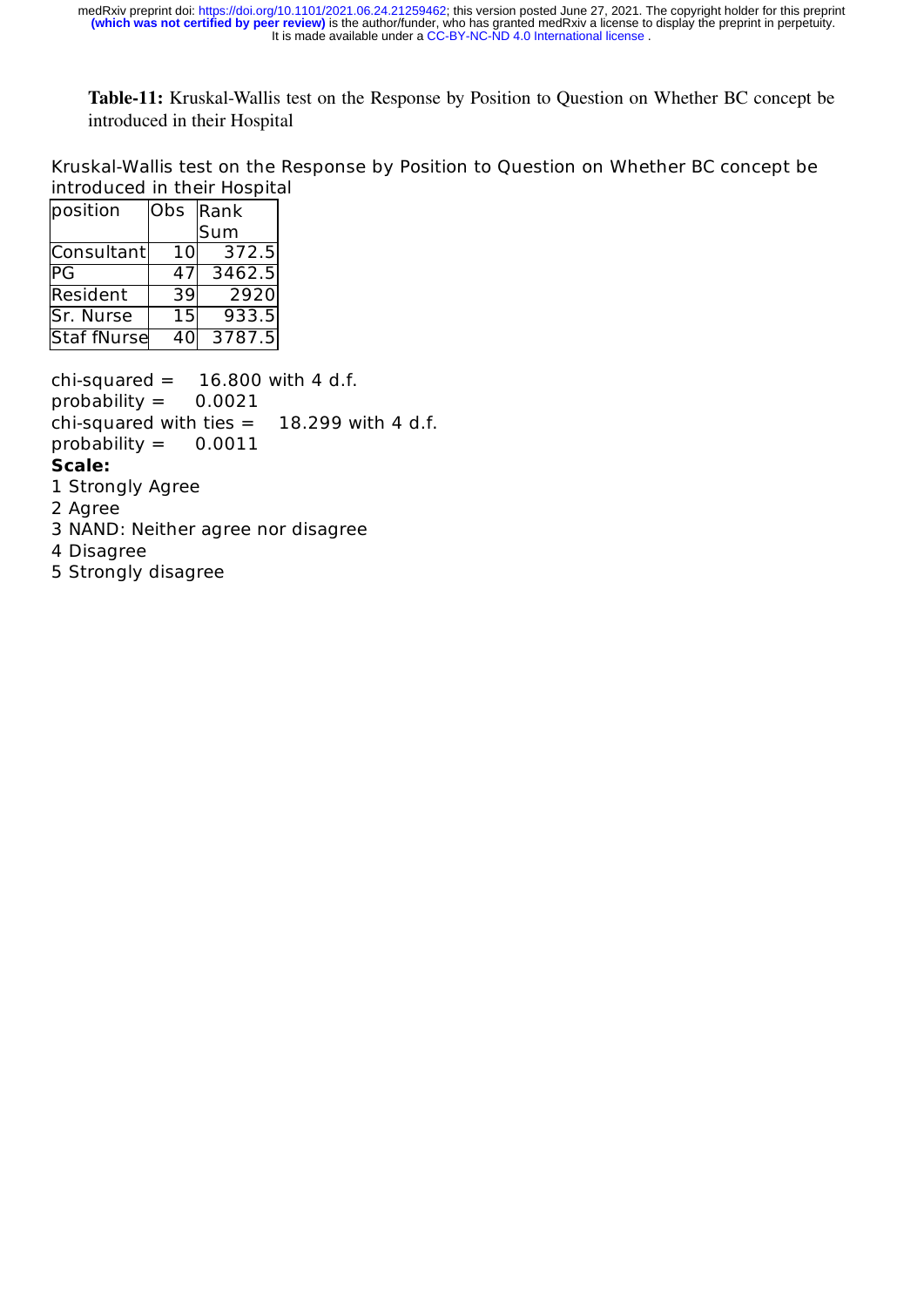**Table-11:** Kruskal-Wallis test on the Response by Position to Question on Whether BC concept be introduced in their Hospital

Kruskal-Wallis test on the Response by Position to Question on Whether BC concept be introduced in their Hospital

| position | Obs | Rank Sum |
|---|---|---|
| Consultant | 10 | 372.5 |
| PG | 47 | 3462.5 |
| Resident | 39 | 2920 |
| Sr. Nurse | 15 | 933.5 |
| Staf fNurse | 40 | 3787.5 |

chi-squared = 16.800 with 4 d.f.
probability = 0.0021
chi-squared with ties = 18.299 with 4 d.f.
probability = 0.0011

**Scale:**

1 Strongly Agree
2 Agree
3 NAND: Neither agree nor disagree
4 Disagree
5 Strongly disagree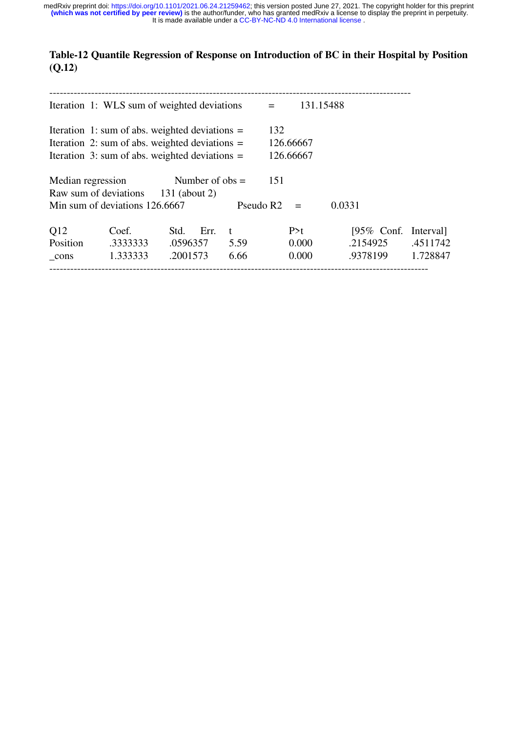**Table-12 Quantile Regression of Response on Introduction of BC in their Hospital by Position (Q.12)**

---

Iteration 1: WLS sum of weighted deviations = 131.15488

Iteration 1: sum of abs. weighted deviations = 132
Iteration 2: sum of abs. weighted deviations = 126.66667
Iteration 3: sum of abs. weighted deviations = 126.66667

Median regression Number of obs = 151
Raw sum of deviations 131 (about 2)
Min sum of deviations 126.6667 Pseudo R2 = 0.0331

| Q12 | Coef. | Std. Err. | t | P>t | [95% Conf. | Interval] |
|---|---|---|---|---|---|---|
| Position | .3333333 | .0596357 | 5.59 | 0.000 | .2154925 | .4511742 |
| _cons | 1.333333 | .2001573 | 6.66 | 0.000 | .9378199 | 1.728847 |

---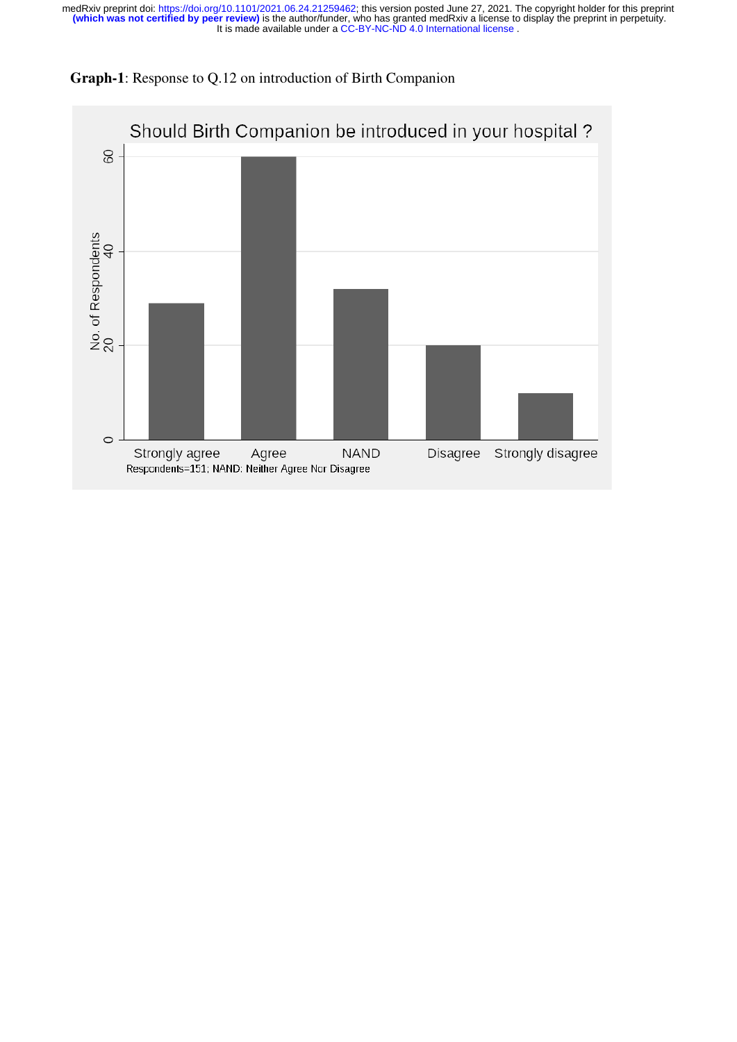**Graph-1**: Response to Q.12 on introduction of Birth Companion

Should Birth Companion be introduced in your hospital ?

| Response | No. of Respondents |
|---|---|
| Strongly agree | 29 |
| Agree | 60 |
| NAND | 32 |
| Disagree | 20 |
| Strongly disagree | 10 |

Respondents=151; NAND: Neither Agree Nor Disagree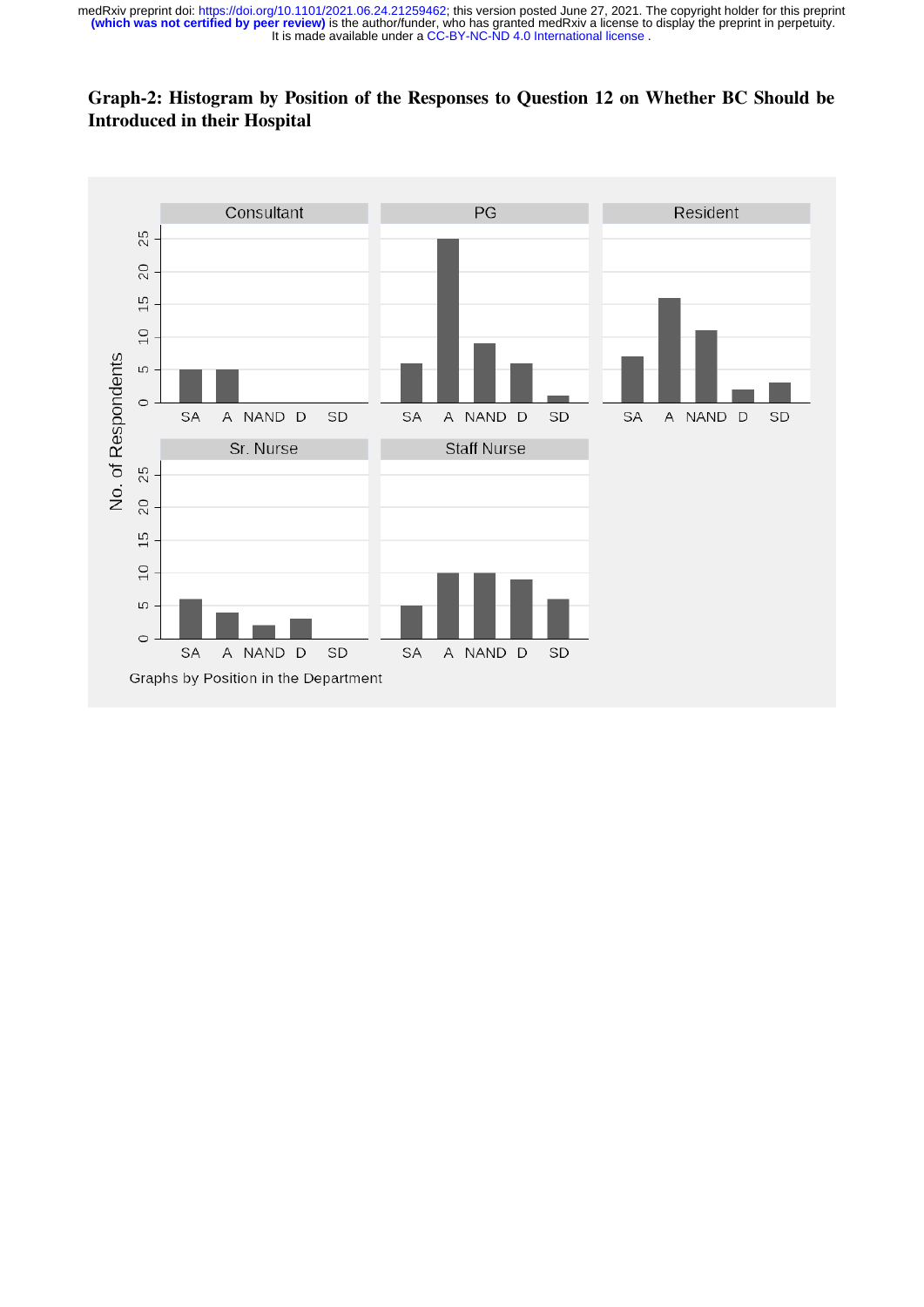**Graph-2: Histogram by Position of the Responses to Question 12 on Whether BC Should be Introduced in their Hospital**

Graphs by Position in the Department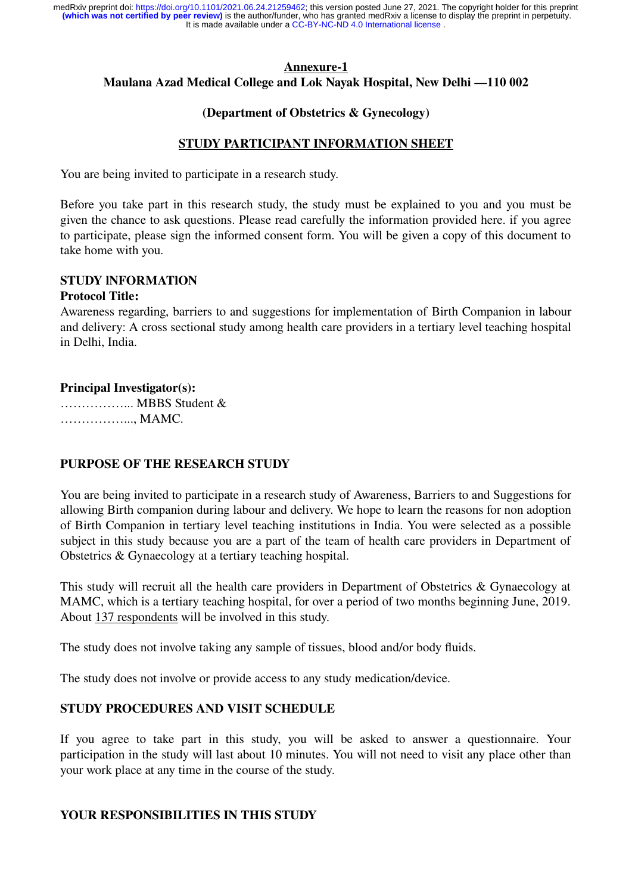**Annexure-1**

**Maulana Azad Medical College and Lok Nayak Hospital, New Delhi —110 002**

**(Department of Obstetrics & Gynecology)**

**STUDY PARTICIPANT INFORMATION SHEET**

You are being invited to participate in a research study.

Before you take part in this research study, the study must be explained to you and you must be given the chance to ask questions. Please read carefully the information provided here. if you agree to participate, please sign the informed consent form. You will be given a copy of this document to take home with you.

**STUDY INFORMATION**

**Protocol Title:**

Awareness regarding, barriers to and suggestions for implementation of Birth Companion in labour and delivery: A cross sectional study among health care providers in a tertiary level teaching hospital in Delhi, India.

**Principal Investigator(s):**

……………... MBBS Student &
……………..., MAMC.

**PURPOSE OF THE RESEARCH STUDY**

You are being invited to participate in a research study of Awareness, Barriers to and Suggestions for allowing Birth companion during labour and delivery. We hope to learn the reasons for non adoption of Birth Companion in tertiary level teaching institutions in India. You were selected as a possible subject in this study because you are a part of the team of health care providers in Department of Obstetrics & Gynaecology at a tertiary teaching hospital.

This study will recruit all the health care providers in Department of Obstetrics & Gynaecology at MAMC, which is a tertiary teaching hospital, for over a period of two months beginning June, 2019. About 137 respondents will be involved in this study.

The study does not involve taking any sample of tissues, blood and/or body fluids.

The study does not involve or provide access to any study medication/device.

**STUDY PROCEDURES AND VISIT SCHEDULE**

If you agree to take part in this study, you will be asked to answer a questionnaire. Your participation in the study will last about 10 minutes. You will not need to visit any place other than your work place at any time in the course of the study.

**YOUR RESPONSIBILITIES IN THIS STUDY**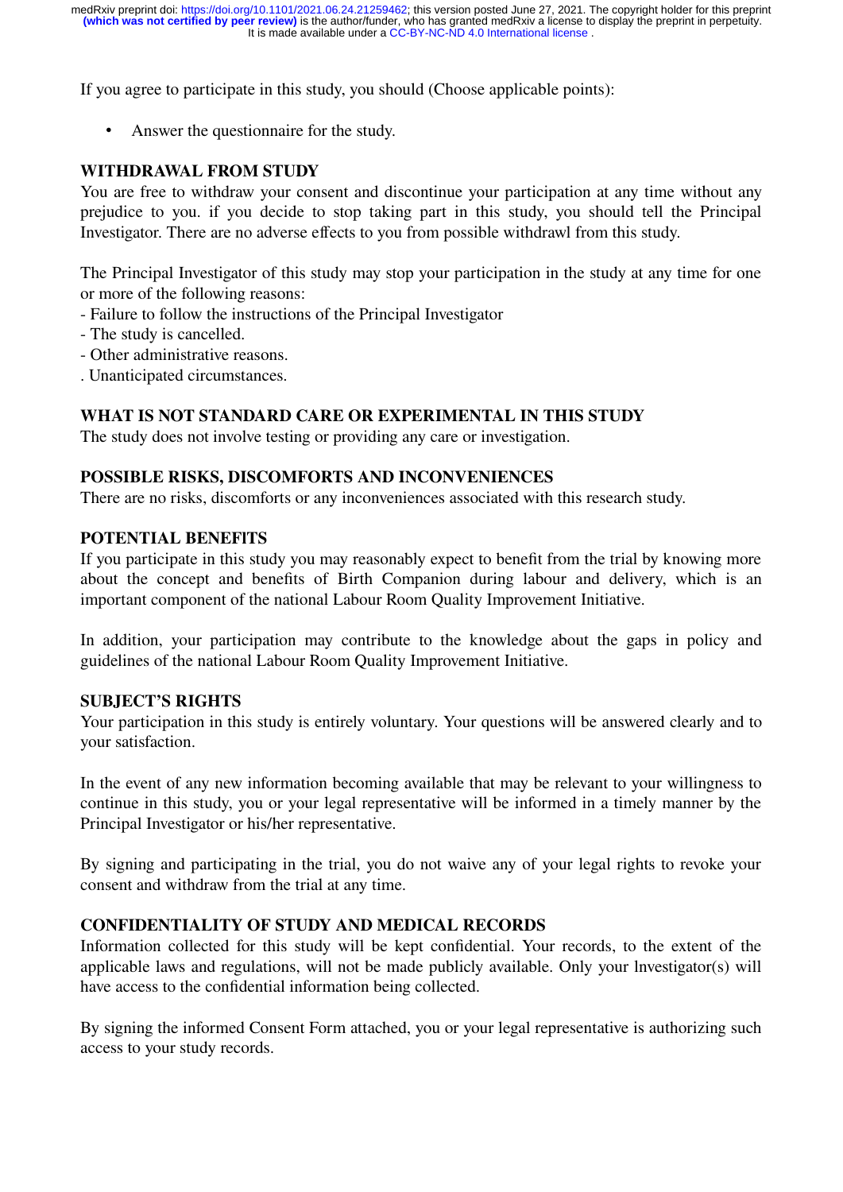If you agree to participate in this study, you should (Choose applicable points):

- Answer the questionnaire for the study.

**WITHDRAWAL FROM STUDY**

You are free to withdraw your consent and discontinue your participation at any time without any prejudice to you. if you decide to stop taking part in this study, you should tell the Principal Investigator. There are no adverse effects to you from possible withdrawl from this study.

The Principal Investigator of this study may stop your participation in the study at any time for one or more of the following reasons:

- Failure to follow the instructions of the Principal Investigator
- The study is cancelled.
- Other administrative reasons.

. Unanticipated circumstances.

**WHAT IS NOT STANDARD CARE OR EXPERIMENTAL IN THIS STUDY**

The study does not involve testing or providing any care or investigation.

**POSSIBLE RISKS, DISCOMFORTS AND INCONVENIENCES**

There are no risks, discomforts or any inconveniences associated with this research study.

**POTENTIAL BENEFITS**

If you participate in this study you may reasonably expect to benefit from the trial by knowing more about the concept and benefits of Birth Companion during labour and delivery, which is an important component of the national Labour Room Quality Improvement Initiative.

In addition, your participation may contribute to the knowledge about the gaps in policy and guidelines of the national Labour Room Quality Improvement Initiative.

**SUBJECT'S RIGHTS**

Your participation in this study is entirely voluntary. Your questions will be answered clearly and to your satisfaction.

In the event of any new information becoming available that may be relevant to your willingness to continue in this study, you or your legal representative will be informed in a timely manner by the Principal Investigator or his/her representative.

By signing and participating in the trial, you do not waive any of your legal rights to revoke your consent and withdraw from the trial at any time.

**CONFIDENTIALITY OF STUDY AND MEDICAL RECORDS**

Information collected for this study will be kept confidential. Your records, to the extent of the applicable laws and regulations, will not be made publicly available. Only your Investigator(s) will have access to the confidential information being collected.

By signing the informed Consent Form attached, you or your legal representative is authorizing such access to your study records.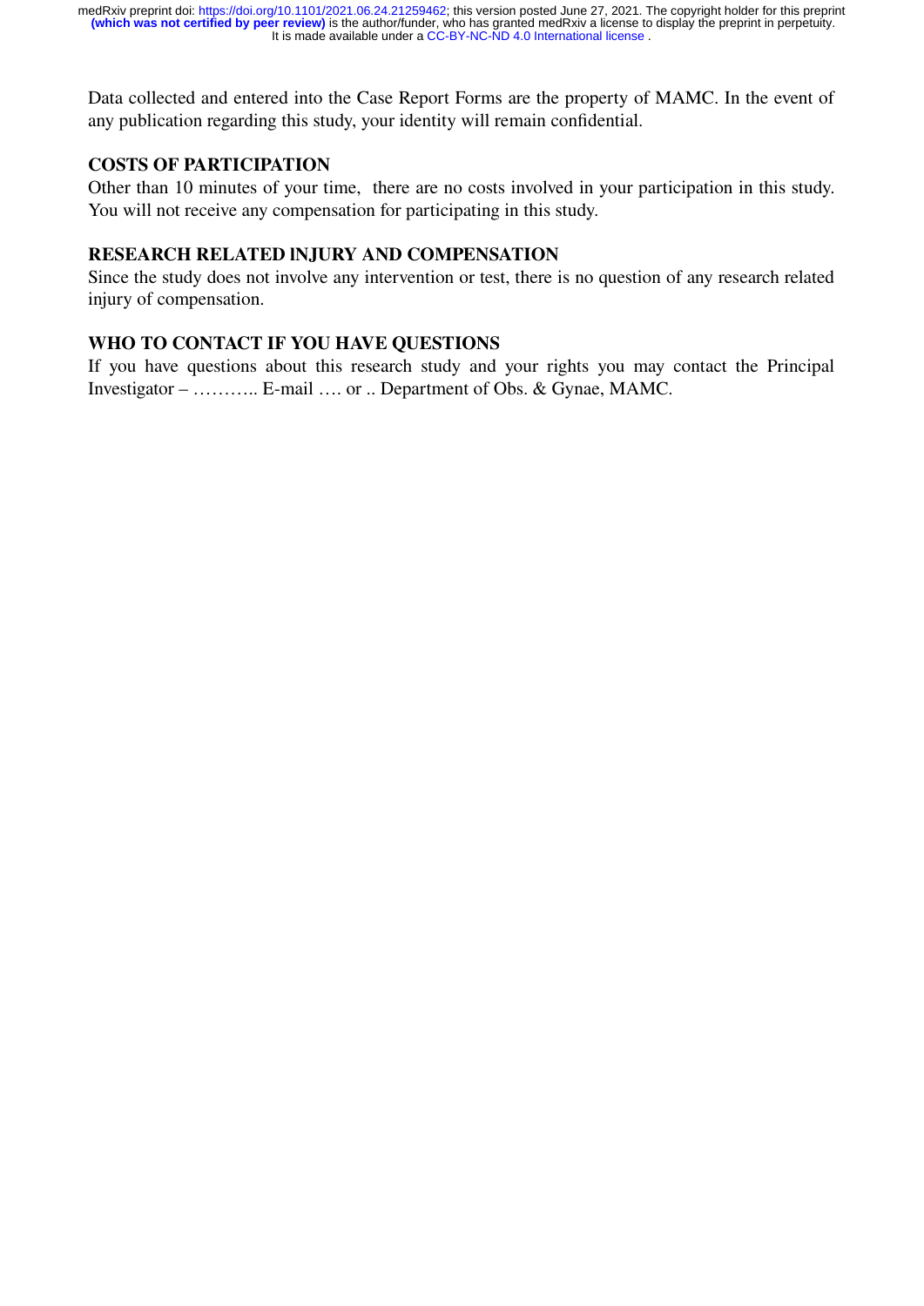Data collected and entered into the Case Report Forms are the property of MAMC. In the event of any publication regarding this study, your identity will remain confidential.

## COSTS OF PARTICIPATION

Other than 10 minutes of your time, there are no costs involved in your participation in this study. You will not receive any compensation for participating in this study.

## RESEARCH RELATED INJURY AND COMPENSATION

Since the study does not involve any intervention or test, there is no question of any research related injury of compensation.

## WHO TO CONTACT IF YOU HAVE QUESTIONS

If you have questions about this research study and your rights you may contact the Principal Investigator – ……….. E-mail …. or .. Department of Obs. & Gynae, MAMC.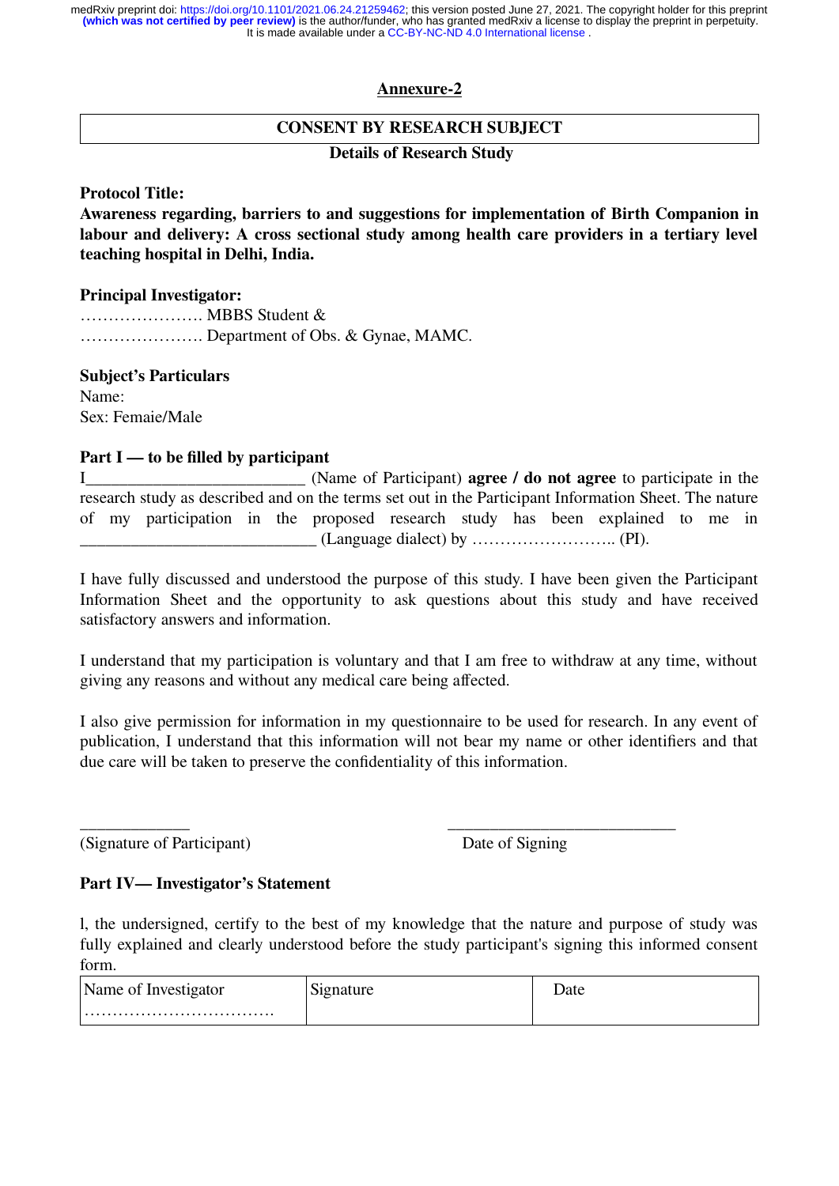## Annexure-2

**CONSENT BY RESEARCH SUBJECT**

**Details of Research Study**

**Protocol Title:**

**Awareness regarding, barriers to and suggestions for implementation of Birth Companion in labour and delivery: A cross sectional study among health care providers in a tertiary level teaching hospital in Delhi, India.**

**Principal Investigator:**

…………………. MBBS Student &

…………………. Department of Obs. & Gynae, MAMC.

**Subject's Particulars**

Name:

Sex: Femaie/Male

**Part I — to be filled by participant**

I_________________________ (Name of Participant) **agree / do not agree** to participate in the research study as described and on the terms set out in the Participant Information Sheet. The nature of my participation in the proposed research study has been explained to me in ___________________________ (Language dialect) by …………………….. (PI).

I have fully discussed and understood the purpose of this study. I have been given the Participant Information Sheet and the opportunity to ask questions about this study and have received satisfactory answers and information.

I understand that my participation is voluntary and that I am free to withdraw at any time, without giving any reasons and without any medical care being affected.

I also give permission for information in my questionnaire to be used for research. In any event of publication, I understand that this information will not bear my name or other identifiers and that due care will be taken to preserve the confidentiality of this information.

_____________ (Signature of Participant)

___________________________ Date of Signing

**Part IV— Investigator's Statement**

l, the undersigned, certify to the best of my knowledge that the nature and purpose of study was fully explained and clearly understood before the study participant's signing this informed consent form.

| Name of Investigator ……………………………. | Signature | Date |
|---|---|---|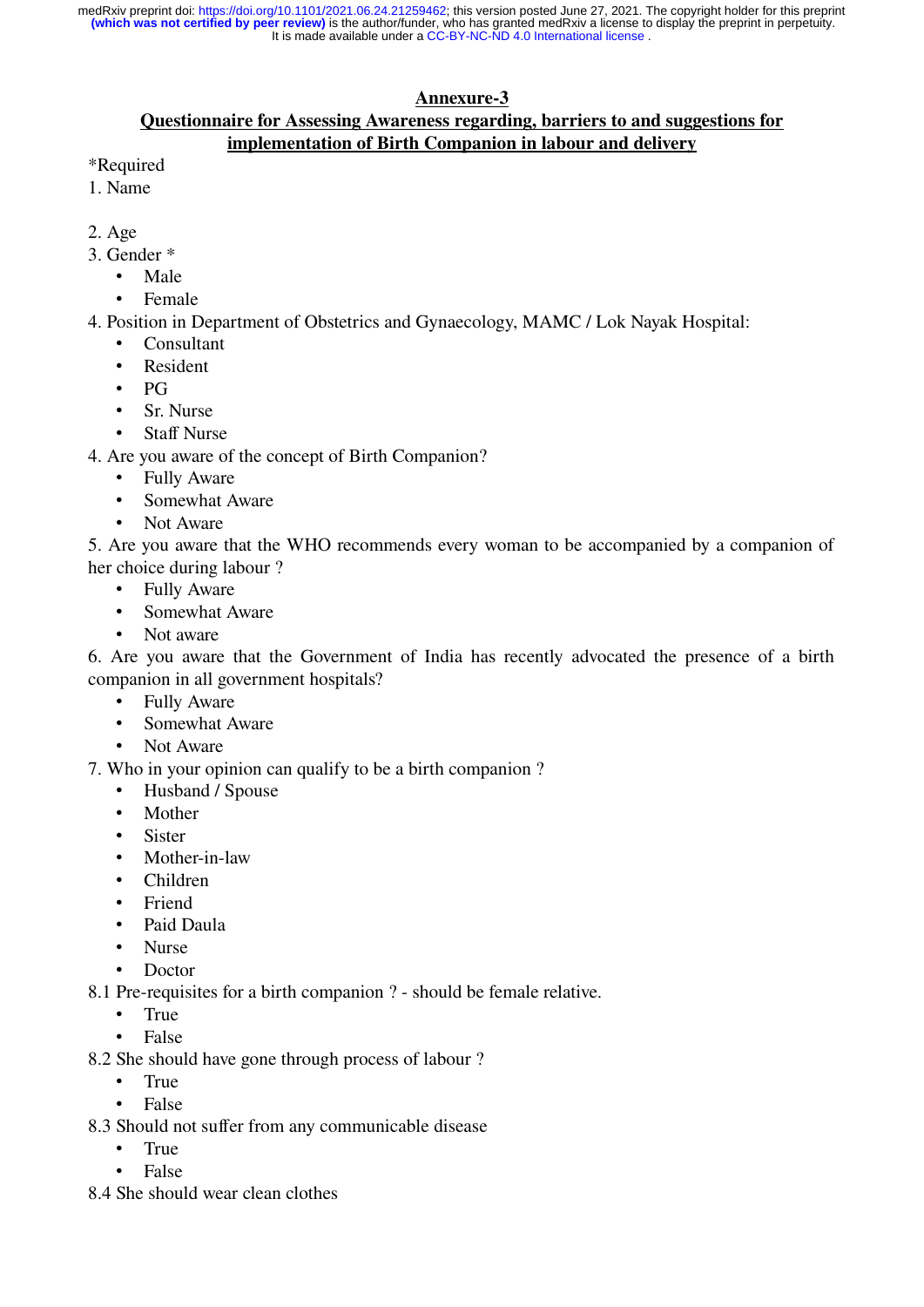## Annexure-3

## Questionnaire for Assessing Awareness regarding, barriers to and suggestions for implementation of Birth Companion in labour and delivery

*Required

1. Name

2. Age

3. Gender *
   - Male
   - Female

4. Position in Department of Obstetrics and Gynaecology, MAMC / Lok Nayak Hospital:
   - Consultant
   - Resident
   - PG
   - Sr. Nurse
   - Staff Nurse

4. Are you aware of the concept of Birth Companion?
   - Fully Aware
   - Somewhat Aware
   - Not Aware

5. Are you aware that the WHO recommends every woman to be accompanied by a companion of her choice during labour ?
   - Fully Aware
   - Somewhat Aware
   - Not aware

6. Are you aware that the Government of India has recently advocated the presence of a birth companion in all government hospitals?
   - Fully Aware
   - Somewhat Aware
   - Not Aware

7. Who in your opinion can qualify to be a birth companion ?
   - Husband / Spouse
   - Mother
   - Sister
   - Mother-in-law
   - Children
   - Friend
   - Paid Daula
   - Nurse
   - Doctor

8.1 Pre-requisites for a birth companion ? - should be female relative.
   - True
   - False

8.2 She should have gone through process of labour ?
   - True
   - False

8.3 Should not suffer from any communicable disease
   - True
   - False

8.4 She should wear clean clothes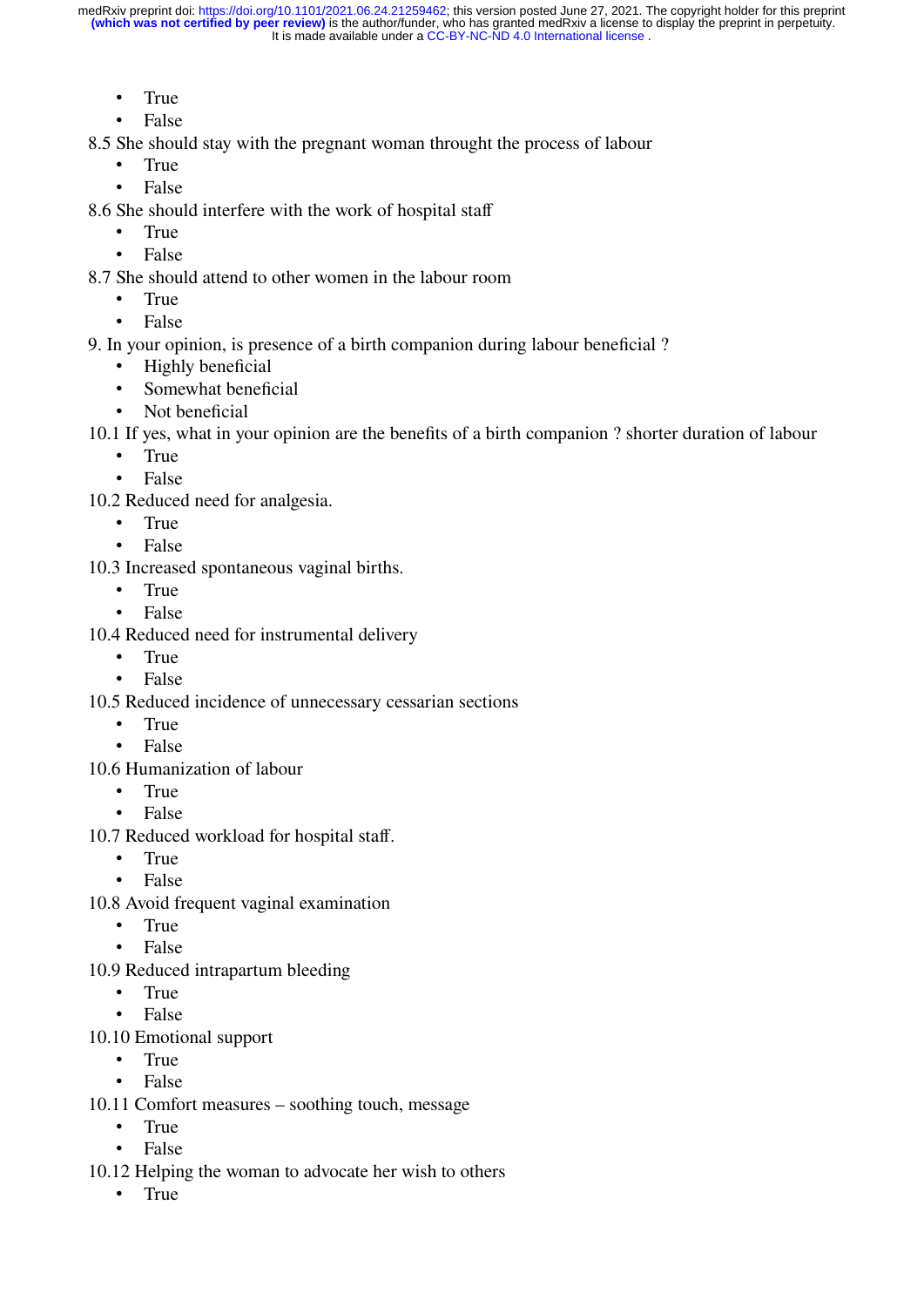- True
- False

8.5 She should stay with the pregnant woman throught the process of labour

- True
- False

8.6 She should interfere with the work of hospital staff

- True
- False

8.7 She should attend to other women in the labour room

- True
- False

9. In your opinion, is presence of a birth companion during labour beneficial ?

- Highly beneficial
- Somewhat beneficial
- Not beneficial

10.1 If yes, what in your opinion are the benefits of a birth companion ? shorter duration of labour

- True
- False

10.2 Reduced need for analgesia.

- True
- False

10.3 Increased spontaneous vaginal births.

- True
- False

10.4 Reduced need for instrumental delivery

- True
- False

10.5 Reduced incidence of unnecessary cessarian sections

- True
- False

10.6 Humanization of labour

- True
- False

10.7 Reduced workload for hospital staff.

- True
- False

10.8 Avoid frequent vaginal examination

- True
- False

10.9 Reduced intrapartum bleeding

- True
- False

10.10 Emotional support

- True
- False

10.11 Comfort measures – soothing touch, message

- True
- False

10.12 Helping the woman to advocate her wish to others

- True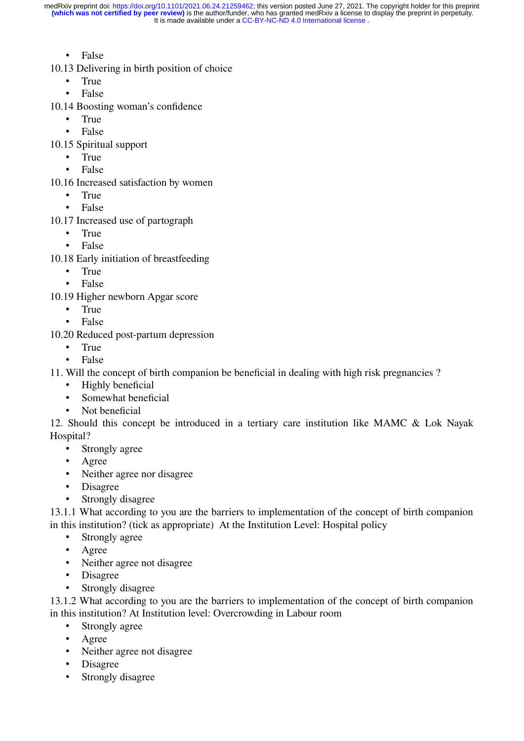- False

10.13 Delivering in birth position of choice

- True
- False

10.14 Boosting woman's confidence

- True
- False

10.15 Spiritual support

- True
- False

10.16 Increased satisfaction by women

- True
- False

10.17 Increased use of partograph

- True
- False

10.18 Early initiation of breastfeeding

- True
- False

10.19 Higher newborn Apgar score

- True
- False

10.20 Reduced post-partum depression

- True
- False

11. Will the concept of birth companion be beneficial in dealing with high risk pregnancies ?

- Highly beneficial
- Somewhat beneficial
- Not beneficial

12. Should this concept be introduced in a tertiary care institution like MAMC & Lok Nayak Hospital?

- Strongly agree
- Agree
- Neither agree nor disagree
- Disagree
- Strongly disagree

13.1.1 What according to you are the barriers to implementation of the concept of birth companion in this institution? (tick as appropriate) At the Institution Level: Hospital policy

- Strongly agree
- Agree
- Neither agree not disagree
- Disagree
- Strongly disagree

13.1.2 What according to you are the barriers to implementation of the concept of birth companion in this institution? At Institution level: Overcrowding in Labour room

- Strongly agree
- Agree
- Neither agree not disagree
- Disagree
- Strongly disagree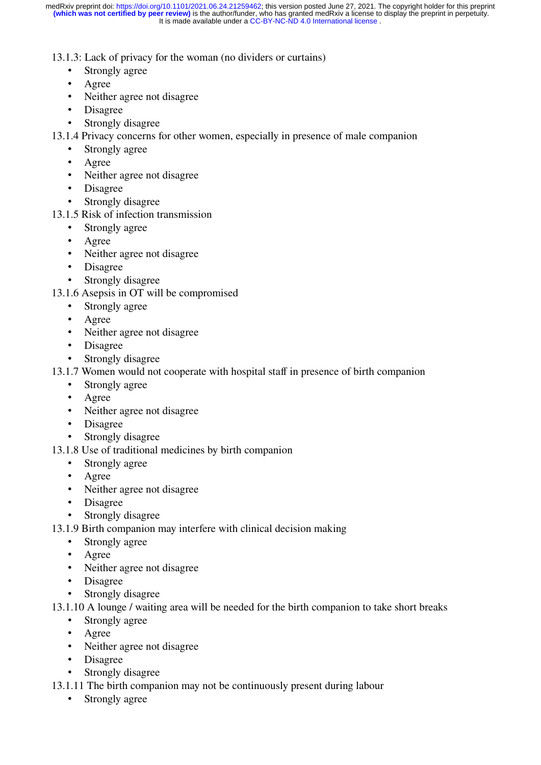13.1.3: Lack of privacy for the woman (no dividers or curtains)

- Strongly agree
- Agree
- Neither agree not disagree
- Disagree
- Strongly disagree

13.1.4 Privacy concerns for other women, especially in presence of male companion

- Strongly agree
- Agree
- Neither agree not disagree
- Disagree
- Strongly disagree

13.1.5 Risk of infection transmission

- Strongly agree
- Agree
- Neither agree not disagree
- Disagree
- Strongly disagree

13.1.6 Asepsis in OT will be compromised

- Strongly agree
- Agree
- Neither agree not disagree
- Disagree
- Strongly disagree

13.1.7 Women would not cooperate with hospital staff in presence of birth companion

- Strongly agree
- Agree
- Neither agree not disagree
- Disagree
- Strongly disagree

13.1.8 Use of traditional medicines by birth companion

- Strongly agree
- Agree
- Neither agree not disagree
- Disagree
- Strongly disagree

13.1.9 Birth companion may interfere with clinical decision making

- Strongly agree
- Agree
- Neither agree not disagree
- Disagree
- Strongly disagree

13.1.10 A lounge / waiting area will be needed for the birth companion to take short breaks

- Strongly agree
- Agree
- Neither agree not disagree
- Disagree
- Strongly disagree

13.1.11 The birth companion may not be continuously present during labour

- Strongly agree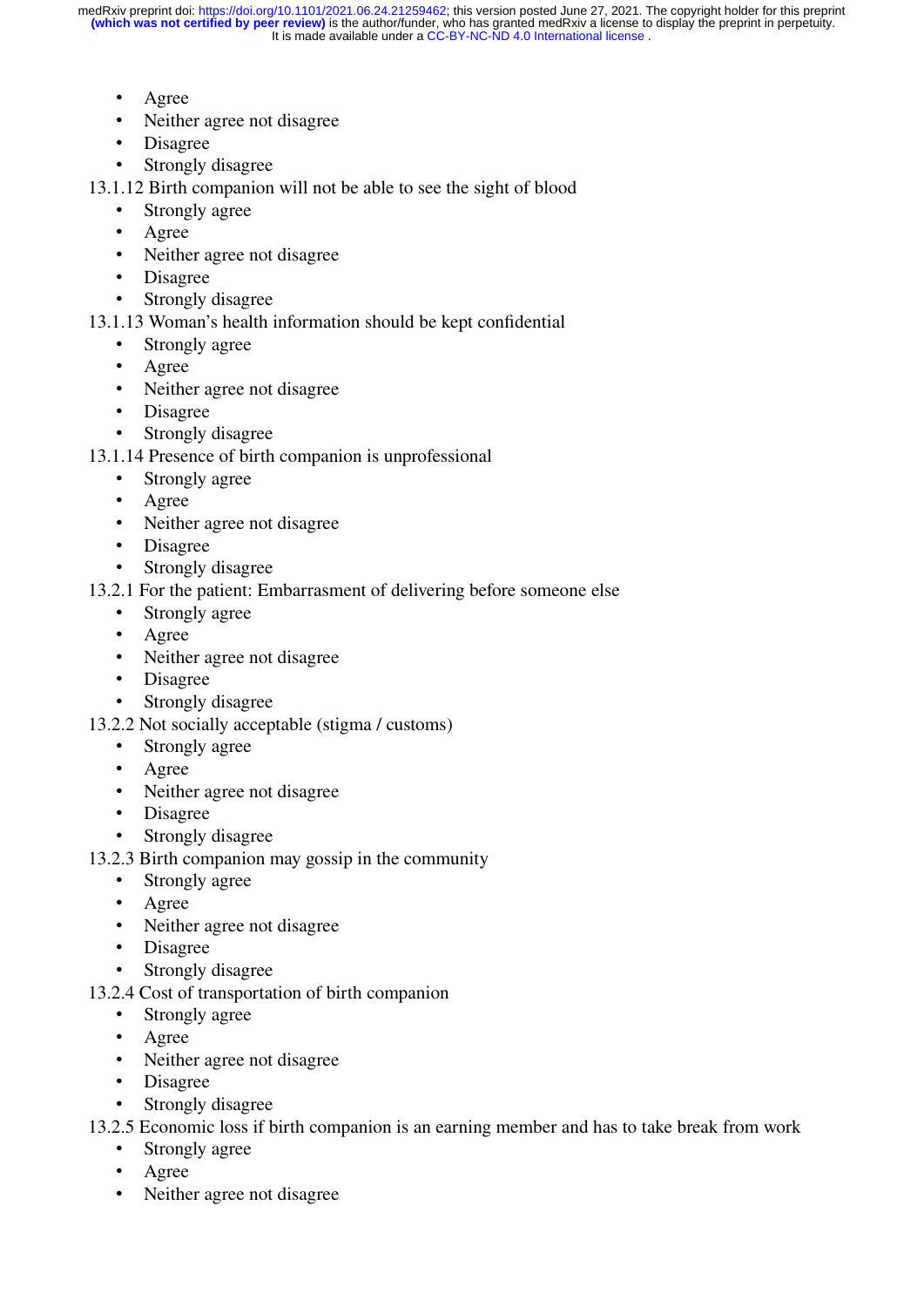- Agree
- Neither agree not disagree
- Disagree
- Strongly disagree

13.1.12 Birth companion will not be able to see the sight of blood

- Strongly agree
- Agree
- Neither agree not disagree
- Disagree
- Strongly disagree

13.1.13 Woman's health information should be kept confidential

- Strongly agree
- Agree
- Neither agree not disagree
- Disagree
- Strongly disagree

13.1.14 Presence of birth companion is unprofessional

- Strongly agree
- Agree
- Neither agree not disagree
- Disagree
- Strongly disagree

13.2.1 For the patient: Embarrasment of delivering before someone else

- Strongly agree
- Agree
- Neither agree not disagree
- Disagree
- Strongly disagree

13.2.2 Not socially acceptable (stigma / customs)

- Strongly agree
- Agree
- Neither agree not disagree
- Disagree
- Strongly disagree

13.2.3 Birth companion may gossip in the community

- Strongly agree
- Agree
- Neither agree not disagree
- Disagree
- Strongly disagree

13.2.4 Cost of transportation of birth companion

- Strongly agree
- Agree
- Neither agree not disagree
- Disagree
- Strongly disagree

13.2.5 Economic loss if birth companion is an earning member and has to take break from work

- Strongly agree
- Agree
- Neither agree not disagree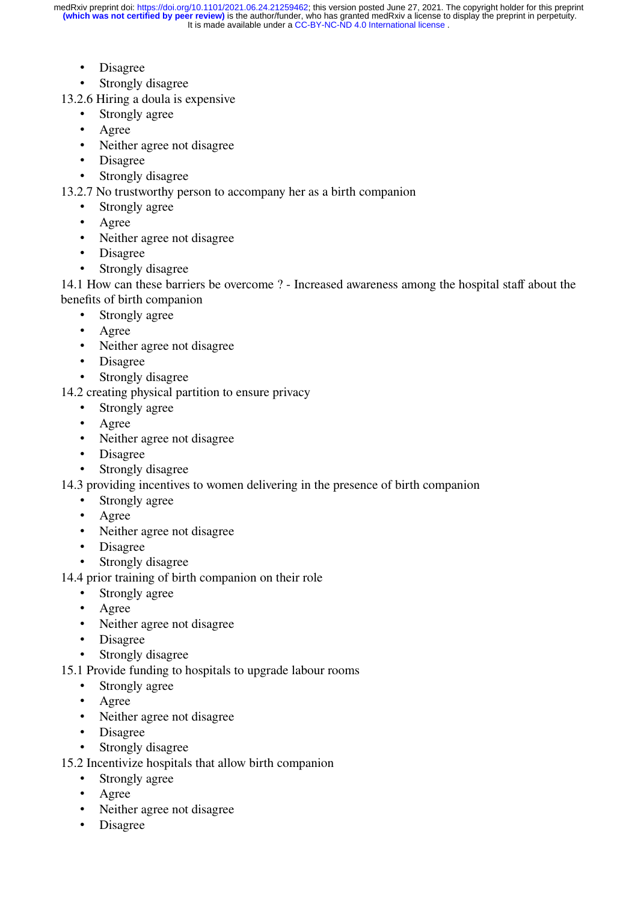- Disagree
- Strongly disagree

13.2.6 Hiring a doula is expensive

- Strongly agree
- Agree
- Neither agree not disagree
- Disagree
- Strongly disagree

13.2.7 No trustworthy person to accompany her as a birth companion

- Strongly agree
- Agree
- Neither agree not disagree
- Disagree
- Strongly disagree

14.1 How can these barriers be overcome ? - Increased awareness among the hospital staff about the benefits of birth companion

- Strongly agree
- Agree
- Neither agree not disagree
- Disagree
- Strongly disagree

14.2 creating physical partition to ensure privacy

- Strongly agree
- Agree
- Neither agree not disagree
- Disagree
- Strongly disagree

14.3 providing incentives to women delivering in the presence of birth companion

- Strongly agree
- Agree
- Neither agree not disagree
- Disagree
- Strongly disagree

14.4 prior training of birth companion on their role

- Strongly agree
- Agree
- Neither agree not disagree
- Disagree
- Strongly disagree

15.1 Provide funding to hospitals to upgrade labour rooms

- Strongly agree
- Agree
- Neither agree not disagree
- Disagree
- Strongly disagree

15.2 Incentivize hospitals that allow birth companion

- Strongly agree
- Agree
- Neither agree not disagree
- Disagree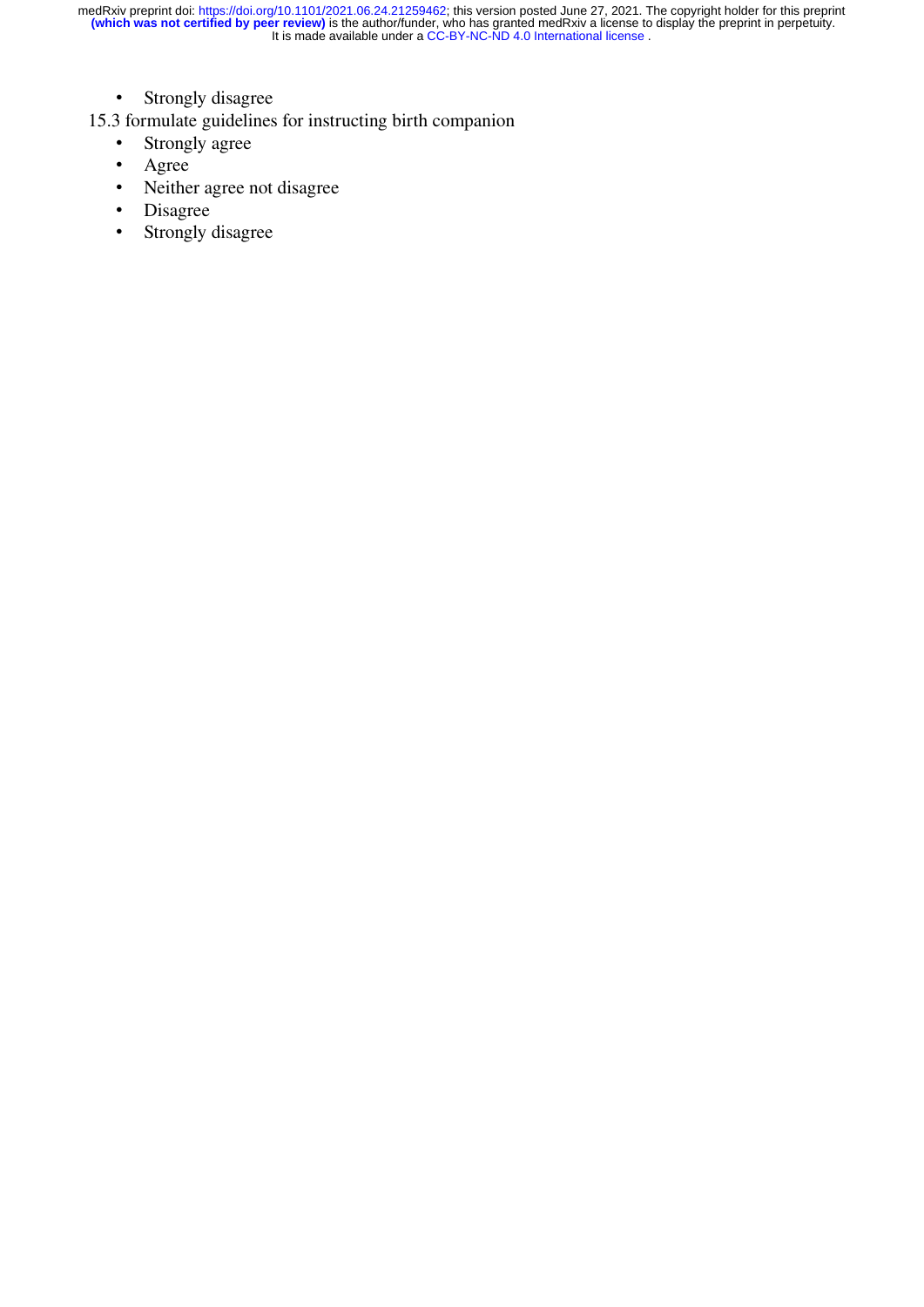- Strongly disagree

15.3 formulate guidelines for instructing birth companion

- Strongly agree
- Agree
- Neither agree not disagree
- Disagree
- Strongly disagree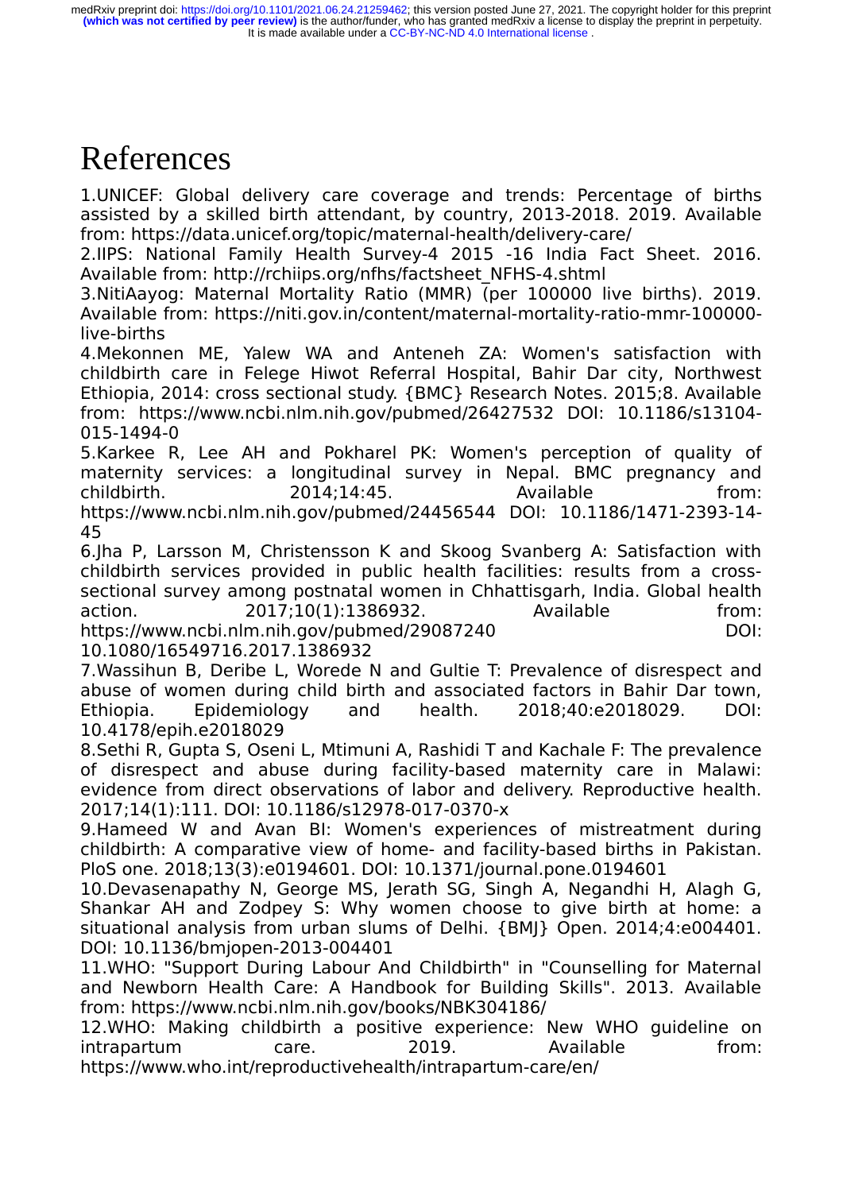# References

1.UNICEF: Global delivery care coverage and trends: Percentage of births assisted by a skilled birth attendant, by country, 2013-2018. 2019. Available from: https://data.unicef.org/topic/maternal-health/delivery-care/

2.IIPS: National Family Health Survey-4 2015 -16 India Fact Sheet. 2016. Available from: http://rchiips.org/nfhs/factsheet_NFHS-4.shtml

3.NitiAayog: Maternal Mortality Ratio (MMR) (per 100000 live births). 2019. Available from: https://niti.gov.in/content/maternal-mortality-ratio-mmr-100000-live-births

4.Mekonnen ME, Yalew WA and Anteneh ZA: Women's satisfaction with childbirth care in Felege Hiwot Referral Hospital, Bahir Dar city, Northwest Ethiopia, 2014: cross sectional study. {BMC} Research Notes. 2015;8. Available from: https://www.ncbi.nlm.nih.gov/pubmed/26427532 DOI: 10.1186/s13104-015-1494-0

5.Karkee R, Lee AH and Pokharel PK: Women's perception of quality of maternity services: a longitudinal survey in Nepal. BMC pregnancy and childbirth. 2014;14:45. Available from: https://www.ncbi.nlm.nih.gov/pubmed/24456544 DOI: 10.1186/1471-2393-14-45

6.Jha P, Larsson M, Christensson K and Skoog Svanberg A: Satisfaction with childbirth services provided in public health facilities: results from a cross-sectional survey among postnatal women in Chhattisgarh, India. Global health action. 2017;10(1):1386932. Available from: https://www.ncbi.nlm.nih.gov/pubmed/29087240 DOI: 10.1080/16549716.2017.1386932

7.Wassihun B, Deribe L, Worede N and Gultie T: Prevalence of disrespect and abuse of women during child birth and associated factors in Bahir Dar town, Ethiopia. Epidemiology and health. 2018;40:e2018029. DOI: 10.4178/epih.e2018029

8.Sethi R, Gupta S, Oseni L, Mtimuni A, Rashidi T and Kachale F: The prevalence of disrespect and abuse during facility-based maternity care in Malawi: evidence from direct observations of labor and delivery. Reproductive health. 2017;14(1):111. DOI: 10.1186/s12978-017-0370-x

9.Hameed W and Avan BI: Women's experiences of mistreatment during childbirth: A comparative view of home- and facility-based births in Pakistan. PloS one. 2018;13(3):e0194601. DOI: 10.1371/journal.pone.0194601

10.Devasenapathy N, George MS, Jerath SG, Singh A, Negandhi H, Alagh G, Shankar AH and Zodpey S: Why women choose to give birth at home: a situational analysis from urban slums of Delhi. {BMJ} Open. 2014;4:e004401. DOI: 10.1136/bmjopen-2013-004401

11.WHO: "Support During Labour And Childbirth" in "Counselling for Maternal and Newborn Health Care: A Handbook for Building Skills". 2013. Available from: https://www.ncbi.nlm.nih.gov/books/NBK304186/

12.WHO: Making childbirth a positive experience: New WHO guideline on intrapartum care. 2019. Available from: https://www.who.int/reproductivehealth/intrapartum-care/en/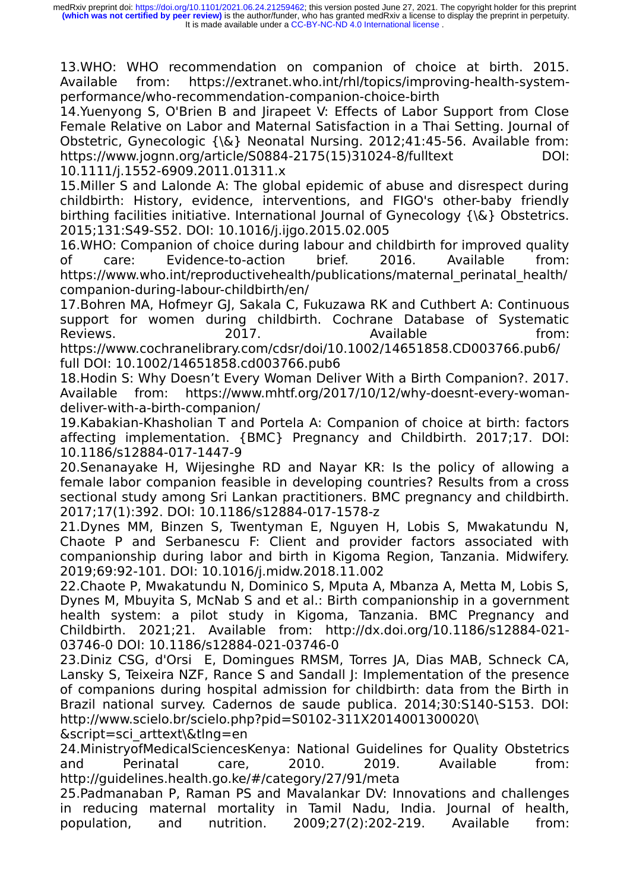13.WHO: WHO recommendation on companion of choice at birth. 2015. Available from: https://extranet.who.int/rhl/topics/improving-health-system-performance/who-recommendation-companion-choice-birth

14.Yuenyong S, O'Brien B and Jirapeet V: Effects of Labor Support from Close Female Relative on Labor and Maternal Satisfaction in a Thai Setting. Journal of Obstetric, Gynecologic {\&} Neonatal Nursing. 2012;41:45-56. Available from: https://www.jognn.org/article/S0884-2175(15)31024-8/fulltext DOI: 10.1111/j.1552-6909.2011.01311.x

15.Miller S and Lalonde A: The global epidemic of abuse and disrespect during childbirth: History, evidence, interventions, and FIGO's other-baby friendly birthing facilities initiative. International Journal of Gynecology {\&} Obstetrics. 2015;131:S49-S52. DOI: 10.1016/j.ijgo.2015.02.005

16.WHO: Companion of choice during labour and childbirth for improved quality of care: Evidence-to-action brief. 2016. Available from: https://www.who.int/reproductivehealth/publications/maternal_perinatal_health/companion-during-labour-childbirth/en/

17.Bohren MA, Hofmeyr GJ, Sakala C, Fukuzawa RK and Cuthbert A: Continuous support for women during childbirth. Cochrane Database of Systematic Reviews. 2017. Available from: https://www.cochranelibrary.com/cdsr/doi/10.1002/14651858.CD003766.pub6/full DOI: 10.1002/14651858.cd003766.pub6

18.Hodin S: Why Doesn't Every Woman Deliver With a Birth Companion?. 2017. Available from: https://www.mhtf.org/2017/10/12/why-doesnt-every-woman-deliver-with-a-birth-companion/

19.Kabakian-Khasholian T and Portela A: Companion of choice at birth: factors affecting implementation. {BMC} Pregnancy and Childbirth. 2017;17. DOI: 10.1186/s12884-017-1447-9

20.Senanayake H, Wijesinghe RD and Nayar KR: Is the policy of allowing a female labor companion feasible in developing countries? Results from a cross sectional study among Sri Lankan practitioners. BMC pregnancy and childbirth. 2017;17(1):392. DOI: 10.1186/s12884-017-1578-z

21.Dynes MM, Binzen S, Twentyman E, Nguyen H, Lobis S, Mwakatundu N, Chaote P and Serbanescu F: Client and provider factors associated with companionship during labor and birth in Kigoma Region, Tanzania. Midwifery. 2019;69:92-101. DOI: 10.1016/j.midw.2018.11.002

22.Chaote P, Mwakatundu N, Dominico S, Mputa A, Mbanza A, Metta M, Lobis S, Dynes M, Mbuyita S, McNab S and et al.: Birth companionship in a government health system: a pilot study in Kigoma, Tanzania. BMC Pregnancy and Childbirth. 2021;21. Available from: http://dx.doi.org/10.1186/s12884-021-03746-0 DOI: 10.1186/s12884-021-03746-0

23.Diniz CSG, d'Orsi E, Domingues RMSM, Torres JA, Dias MAB, Schneck CA, Lansky S, Teixeira NZF, Rance S and Sandall J: Implementation of the presence of companions during hospital admission for childbirth: data from the Birth in Brazil national survey. Cadernos de saude publica. 2014;30:S140-S153. DOI: http://www.scielo.br/scielo.php?pid=S0102-311X2014001300020\&script=sci_arttext\&tlng=en

24.MinistryofMedicalSciencesKenya: National Guidelines for Quality Obstetrics and Perinatal care, 2010. 2019. Available from: http://guidelines.health.go.ke/#/category/27/91/meta

25.Padmanaban P, Raman PS and Mavalankar DV: Innovations and challenges in reducing maternal mortality in Tamil Nadu, India. Journal of health, population, and nutrition. 2009;27(2):202-219. Available from: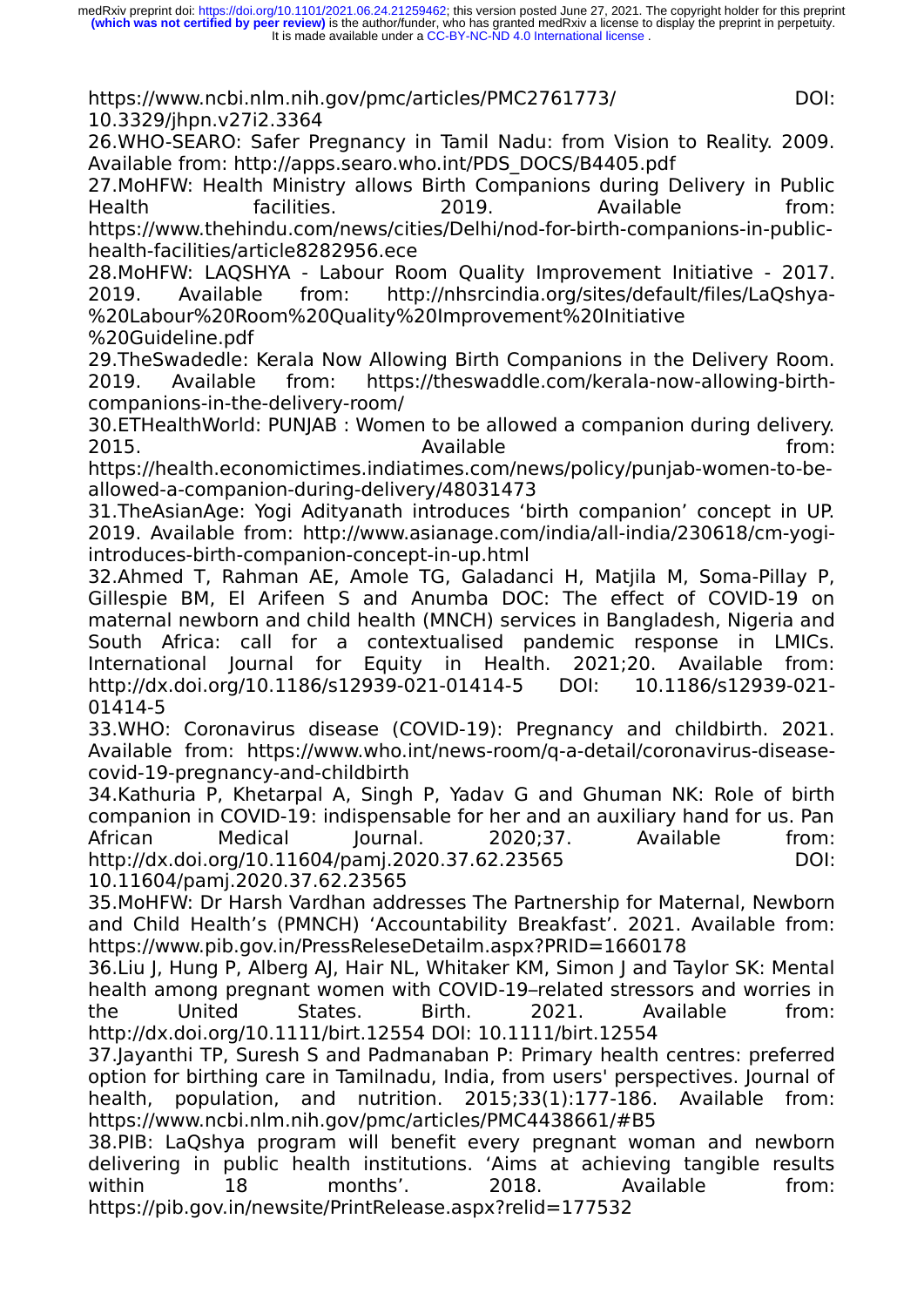https://www.ncbi.nlm.nih.gov/pmc/articles/PMC2761773/ DOI: 10.3329/jhpn.v27i2.3364

26.WHO-SEARO: Safer Pregnancy in Tamil Nadu: from Vision to Reality. 2009. Available from: http://apps.searo.who.int/PDS_DOCS/B4405.pdf

27.MoHFW: Health Ministry allows Birth Companions during Delivery in Public Health facilities. 2019. Available from: https://www.thehindu.com/news/cities/Delhi/nod-for-birth-companions-in-public-health-facilities/article8282956.ece

28.MoHFW: LAQSHYA - Labour Room Quality Improvement Initiative - 2017. 2019. Available from: http://nhsrcindia.org/sites/default/files/LaQshya-%20Labour%20Room%20Quality%20Improvement%20Initiative%20Guideline.pdf

29.TheSwadedle: Kerala Now Allowing Birth Companions in the Delivery Room. 2019. Available from: https://theswaddle.com/kerala-now-allowing-birth-companions-in-the-delivery-room/

30.ETHealthWorld: PUNJAB : Women to be allowed a companion during delivery. 2015. Available from: https://health.economictimes.indiatimes.com/news/policy/punjab-women-to-be-allowed-a-companion-during-delivery/48031473

31.TheAsianAge: Yogi Adityanath introduces 'birth companion' concept in UP. 2019. Available from: http://www.asianage.com/india/all-india/230618/cm-yogi-introduces-birth-companion-concept-in-up.html

32.Ahmed T, Rahman AE, Amole TG, Galadanci H, Matjila M, Soma-Pillay P, Gillespie BM, El Arifeen S and Anumba DOC: The effect of COVID-19 on maternal newborn and child health (MNCH) services in Bangladesh, Nigeria and South Africa: call for a contextualised pandemic response in LMICs. International Journal for Equity in Health. 2021;20. Available from: http://dx.doi.org/10.1186/s12939-021-01414-5 DOI: 10.1186/s12939-021-01414-5

33.WHO: Coronavirus disease (COVID-19): Pregnancy and childbirth. 2021. Available from: https://www.who.int/news-room/q-a-detail/coronavirus-disease-covid-19-pregnancy-and-childbirth

34.Kathuria P, Khetarpal A, Singh P, Yadav G and Ghuman NK: Role of birth companion in COVID-19: indispensable for her and an auxiliary hand for us. Pan African Medical Journal. 2020;37. Available from: http://dx.doi.org/10.11604/pamj.2020.37.62.23565 DOI: 10.11604/pamj.2020.37.62.23565

35.MoHFW: Dr Harsh Vardhan addresses The Partnership for Maternal, Newborn and Child Health's (PMNCH) 'Accountability Breakfast'. 2021. Available from: https://www.pib.gov.in/PressReleseDetailm.aspx?PRID=1660178

36.Liu J, Hung P, Alberg AJ, Hair NL, Whitaker KM, Simon J and Taylor SK: Mental health among pregnant women with COVID-19–related stressors and worries in the United States. Birth. 2021. Available from: http://dx.doi.org/10.1111/birt.12554 DOI: 10.1111/birt.12554

37.Jayanthi TP, Suresh S and Padmanaban P: Primary health centres: preferred option for birthing care in Tamilnadu, India, from users' perspectives. Journal of health, population, and nutrition. 2015;33(1):177-186. Available from: https://www.ncbi.nlm.nih.gov/pmc/articles/PMC4438661/#B5

38.PIB: LaQshya program will benefit every pregnant woman and newborn delivering in public health institutions. 'Aims at achieving tangible results within 18 months'. 2018. Available from: https://pib.gov.in/newsite/PrintRelease.aspx?relid=177532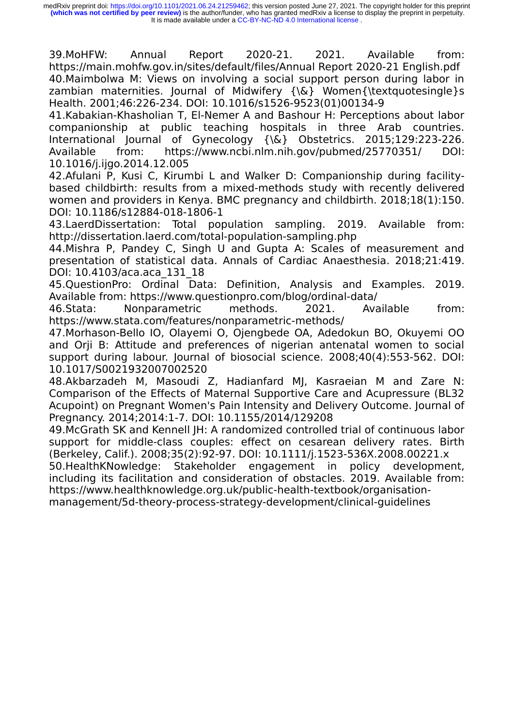39.MoHFW: Annual Report 2020-21. 2021. Available from: https://main.mohfw.gov.in/sites/default/files/Annual Report 2020-21 English.pdf

40.Maimbolwa M: Views on involving a social support person during labor in zambian maternities. Journal of Midwifery {\&} Women{\textquotesingle}s Health. 2001;46:226-234. DOI: 10.1016/s1526-9523(01)00134-9

41.Kabakian-Khasholian T, El-Nemer A and Bashour H: Perceptions about labor companionship at public teaching hospitals in three Arab countries. International Journal of Gynecology {\&} Obstetrics. 2015;129:223-226. Available from: https://www.ncbi.nlm.nih.gov/pubmed/25770351/ DOI: 10.1016/j.ijgo.2014.12.005

42.Afulani P, Kusi C, Kirumbi L and Walker D: Companionship during facility-based childbirth: results from a mixed-methods study with recently delivered women and providers in Kenya. BMC pregnancy and childbirth. 2018;18(1):150. DOI: 10.1186/s12884-018-1806-1

43.LaerdDissertation: Total population sampling. 2019. Available from: http://dissertation.laerd.com/total-population-sampling.php

44.Mishra P, Pandey C, Singh U and Gupta A: Scales of measurement and presentation of statistical data. Annals of Cardiac Anaesthesia. 2018;21:419. DOI: 10.4103/aca.aca_131_18

45.QuestionPro: Ordinal Data: Definition, Analysis and Examples. 2019. Available from: https://www.questionpro.com/blog/ordinal-data/

46.Stata: Nonparametric methods. 2021. Available from: https://www.stata.com/features/nonparametric-methods/

47.Morhason-Bello IO, Olayemi O, Ojengbede OA, Adedokun BO, Okuyemi OO and Orji B: Attitude and preferences of nigerian antenatal women to social support during labour. Journal of biosocial science. 2008;40(4):553-562. DOI: 10.1017/S0021932007002520

48.Akbarzadeh M, Masoudi Z, Hadianfard MJ, Kasraeian M and Zare N: Comparison of the Effects of Maternal Supportive Care and Acupressure (BL32 Acupoint) on Pregnant Women's Pain Intensity and Delivery Outcome. Journal of Pregnancy. 2014;2014:1-7. DOI: 10.1155/2014/129208

49.McGrath SK and Kennell JH: A randomized controlled trial of continuous labor support for middle-class couples: effect on cesarean delivery rates. Birth (Berkeley, Calif.). 2008;35(2):92-97. DOI: 10.1111/j.1523-536X.2008.00221.x

50.HealthKNowledge: Stakeholder engagement in policy development, including its facilitation and consideration of obstacles. 2019. Available from: https://www.healthknowledge.org.uk/public-health-textbook/organisation-management/5d-theory-process-strategy-development/clinical-guidelines